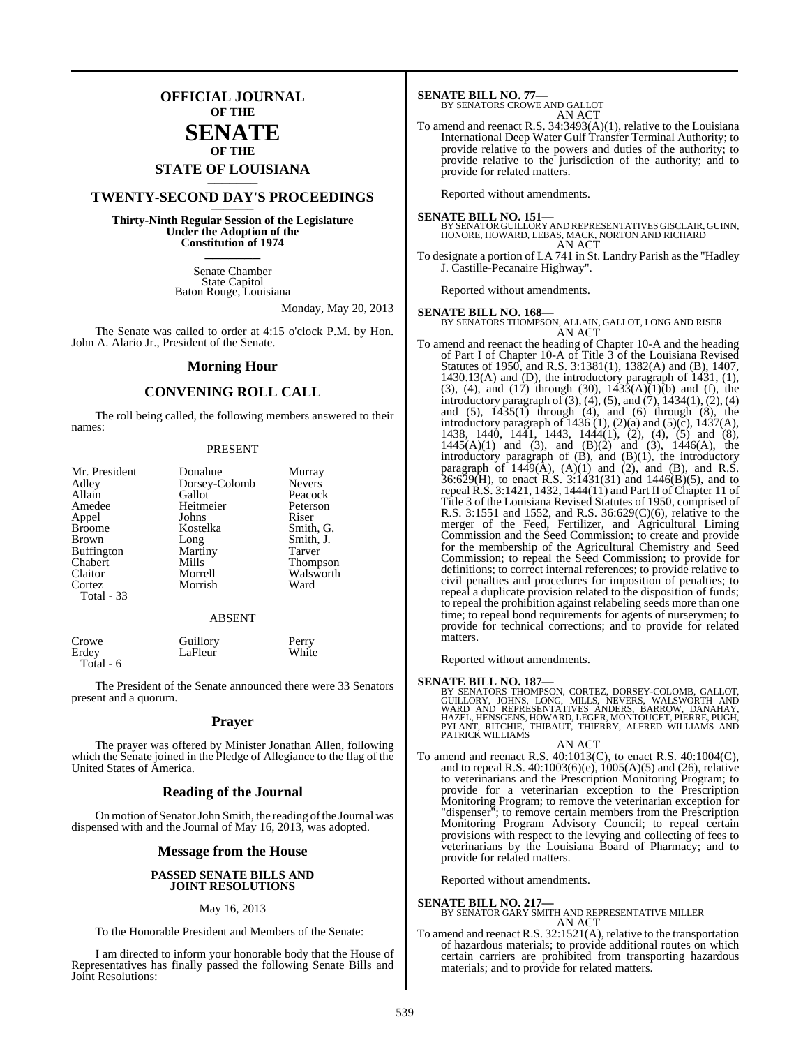# OFFICIAL JOURNAL
## OF THE
# SENATE
## OF THE
# STATE OF LOUISIANA

# TWENTY-SECOND DAY'S PROCEEDINGS

**Thirty-Ninth Regular Session of the Legislature**
**Under the Adoption of the**
**Constitution of 1974**

Senate Chamber
State Capitol
Baton Rouge, Louisiana

Monday, May 20, 2013

The Senate was called to order at 4:15 o'clock P.M. by Hon. John A. Alario Jr., President of the Senate.

## Morning Hour

## CONVENING ROLL CALL

The roll being called, the following members answered to their names:

PRESENT

| | | |
|---|---|---|
| Mr. President | Donahue | Murray |
| Adley | Dorsey-Colomb | Nevers |
| Allain | Gallot | Peacock |
| Amedee | Heitmeier | Peterson |
| Appel | Johns | Riser |
| Broome | Kostelka | Smith, G. |
| Brown | Long | Smith, J. |
| Buffington | Martiny | Tarver |
| Chabert | Mills | Thompson |
| Claitor | Morrell | Walsworth |
| Cortez | Morrish | Ward |
| Total - 33 | | |

ABSENT

| | | |
|---|---|---|
| Crowe | Guillory | Perry |
| Erdey | LaFleur | White |
| Total - 6 | | |

The President of the Senate announced there were 33 Senators present and a quorum.

## Prayer

The prayer was offered by Minister Jonathan Allen, following which the Senate joined in the Pledge of Allegiance to the flag of the United States of America.

## Reading of the Journal

On motion of Senator John Smith, the reading of the Journal was dispensed with and the Journal of May 16, 2013, was adopted.

## Message from the House

**PASSED SENATE BILLS AND JOINT RESOLUTIONS**

May 16, 2013

To the Honorable President and Members of the Senate:

I am directed to inform your honorable body that the House of Representatives has finally passed the following Senate Bills and Joint Resolutions:

**SENATE BILL NO. 77—**
BY SENATORS CROWE AND GALLOT
AN ACT
To amend and reenact R.S. 34:3493(A)(1), relative to the Louisiana International Deep Water Gulf Transfer Terminal Authority; to provide relative to the powers and duties of the authority; to provide relative to the jurisdiction of the authority; and to provide for related matters.

Reported without amendments.

**SENATE BILL NO. 151—**
BY SENATOR GUILLORY AND REPRESENTATIVES GISCLAIR, GUINN, HONORE, HOWARD, LEBAS, MACK, NORTON AND RICHARD
AN ACT
To designate a portion of LA 741 in St. Landry Parish as the "Hadley J. Castille-Pecanaire Highway".

Reported without amendments.

**SENATE BILL NO. 168—**
BY SENATORS THOMPSON, ALLAIN, GALLOT, LONG AND RISER
AN ACT
To amend and reenact the heading of Chapter 10-A and the heading of Part I of Chapter 10-A of Title 3 of the Louisiana Revised Statutes of 1950, and R.S. 3:1381(1), 1382(A) and (B), 1407, 1430.13(A) and (D), the introductory paragraph of 1431, (1), (3), (4), and (17) through (30), 1433(A)(1)(b) and (f), the introductory paragraph of (3), (4), (5), and (7), 1434(1), (2), (4) and (5), 1435(1) through (4), and (6) through (8), the introductory paragraph of 1436 (1), (2)(a) and (5)(c), 1437(A), 1438, 1440, 1441, 1443, 1444(1), (2), (4), (5) and (8), 1445(A)(1) and (3), and (B)(2) and (3), 1446(A), the introductory paragraph of (B), and (B)(1), the introductory paragraph of 1449(A), (A)(1) and (2), and (B), and R.S. 36:629(H), to enact R.S. 3:1431(31) and 1446(B)(5), and to repeal R.S. 3:1421, 1432, 1444(11) and Part II of Chapter 11 of Title 3 of the Louisiana Revised Statutes of 1950, comprised of R.S. 3:1551 and 1552, and R.S. 36:629(C)(6), relative to the merger of the Feed, Fertilizer, and Agricultural Liming Commission and the Seed Commission; to create and provide for the membership of the Agricultural Chemistry and Seed Commission; to repeal the Seed Commission; to provide for definitions; to correct internal references; to provide relative to civil penalties and procedures for imposition of penalties; to repeal a duplicate provision related to the disposition of funds; to repeal the prohibition against relabeling seeds more than one time; to repeal bond requirements for agents of nurserymen; to provide for technical corrections; and to provide for related matters.

Reported without amendments.

**SENATE BILL NO. 187—**
BY SENATORS THOMPSON, CORTEZ, DORSEY-COLOMB, GALLOT, GUILLORY, JOHNS, LONG, MILLS, NEVERS, WALSWORTH AND WARD AND REPRESENTATIVES ANDERS, BARROW, DANAHAY, HAZEL, HENSGENS, HOWARD, LEGER, MONTOUCET, PIERRE, PUGH, PYLANT, RITCHIE, THIBAUT, THIERRY, ALFRED WILLIAMS AND PATRICK WILLIAMS
AN ACT
To amend and reenact R.S. 40:1013(C), to enact R.S. 40:1004(C), and to repeal R.S. 40:1003(6)(e), 1005(A)(5) and (26), relative to veterinarians and the Prescription Monitoring Program; to provide for a veterinarian exception to the Prescription Monitoring Program; to remove the veterinarian exception for "dispenser"; to remove certain members from the Prescription Monitoring Program Advisory Council; to repeal certain provisions with respect to the levying and collecting of fees to veterinarians by the Louisiana Board of Pharmacy; and to provide for related matters.

Reported without amendments.

**SENATE BILL NO. 217—**
BY SENATOR GARY SMITH AND REPRESENTATIVE MILLER
AN ACT
To amend and reenact R.S. 32:1521(A), relative to the transportation of hazardous materials; to provide additional routes on which certain carriers are prohibited from transporting hazardous materials; and to provide for related matters.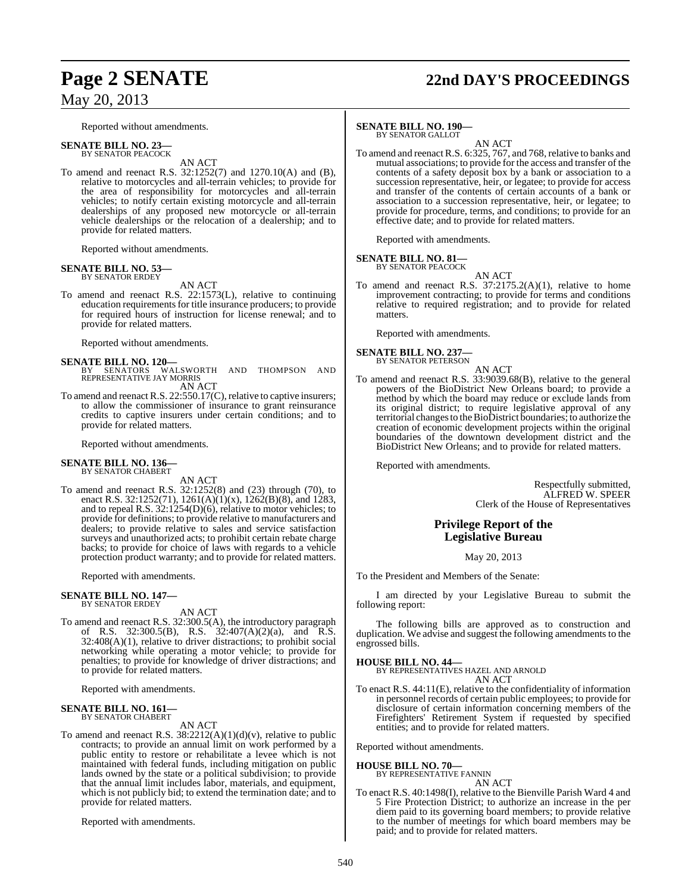Reported without amendments.

**SENATE BILL NO. 23—**
BY SENATOR PEACOCK

AN ACT

To amend and reenact R.S. 32:1252(7) and 1270.10(A) and (B), relative to motorcycles and all-terrain vehicles; to provide for the area of responsibility for motorcycles and all-terrain vehicles; to notify certain existing motorcycle and all-terrain dealerships of any proposed new motorcycle or all-terrain vehicle dealerships or the relocation of a dealership; and to provide for related matters.

Reported without amendments.

**SENATE BILL NO. 53—**
BY SENATOR ERDEY

AN ACT

To amend and reenact R.S. 22:1573(L), relative to continuing education requirements for title insurance producers; to provide for required hours of instruction for license renewal; and to provide for related matters.

Reported without amendments.

**SENATE BILL NO. 120—**
BY SENATORS WALSWORTH AND THOMPSON AND REPRESENTATIVE JAY MORRIS

AN ACT

To amend and reenact R.S. 22:550.17(C), relative to captive insurers; to allow the commissioner of insurance to grant reinsurance credits to captive insurers under certain conditions; and to provide for related matters.

Reported without amendments.

**SENATE BILL NO. 136—**
BY SENATOR CHABERT

AN ACT

To amend and reenact R.S. 32:1252(8) and (23) through (70), to enact R.S. 32:1252(71), 1261(A)(1)(x), 1262(B)(8), and 1283, and to repeal R.S. 32:1254(D)(6), relative to motor vehicles; to provide for definitions; to provide relative to manufacturers and dealers; to provide relative to sales and service satisfaction surveys and unauthorized acts; to prohibit certain rebate charge backs; to provide for choice of laws with regards to a vehicle protection product warranty; and to provide for related matters.

Reported with amendments.

**SENATE BILL NO. 147—**
BY SENATOR ERDEY

AN ACT

To amend and reenact R.S. 32:300.5(A), the introductory paragraph of R.S. 32:300.5(B), R.S. 32:407(A)(2)(a), and R.S. 32:408(A)(1), relative to driver distractions; to prohibit social networking while operating a motor vehicle; to provide for penalties; to provide for knowledge of driver distractions; and to provide for related matters.

Reported with amendments.

**SENATE BILL NO. 161—**
BY SENATOR CHABERT

AN ACT

To amend and reenact R.S. 38:2212(A)(1)(d)(v), relative to public contracts; to provide an annual limit on work performed by a public entity to restore or rehabilitate a levee which is not maintained with federal funds, including mitigation on public lands owned by the state or a political subdivision; to provide that the annual limit includes labor, materials, and equipment, which is not publicly bid; to extend the termination date; and to provide for related matters.

Reported with amendments.

**SENATE BILL NO. 190—**
BY SENATOR GALLOT

AN ACT

To amend and reenact R.S. 6:325, 767, and 768, relative to banks and mutual associations; to provide for the access and transfer of the contents of a safety deposit box by a bank or association to a succession representative, heir, or legatee; to provide for access and transfer of the contents of certain accounts of a bank or association to a succession representative, heir, or legatee; to provide for procedure, terms, and conditions; to provide for an effective date; and to provide for related matters.

Reported with amendments.

**SENATE BILL NO. 81—**
BY SENATOR PEACOCK

AN ACT

To amend and reenact R.S. 37:2175.2(A)(1), relative to home improvement contracting; to provide for terms and conditions relative to required registration; and to provide for related matters.

Reported with amendments.

**SENATE BILL NO. 237—**
BY SENATOR PETERSON

AN ACT

To amend and reenact R.S. 33:9039.68(B), relative to the general powers of the BioDistrict New Orleans board; to provide a method by which the board may reduce or exclude lands from its original district; to require legislative approval of any territorial changes to the BioDistrict boundaries; to authorize the creation of economic development projects within the original boundaries of the downtown development district and the BioDistrict New Orleans; and to provide for related matters.

Reported with amendments.

Respectfully submitted,
ALFRED W. SPEER
Clerk of the House of Representatives

## Privilege Report of the Legislative Bureau

May 20, 2013

To the President and Members of the Senate:

I am directed by your Legislative Bureau to submit the following report:

The following bills are approved as to construction and duplication. We advise and suggest the following amendments to the engrossed bills.

**HOUSE BILL NO. 44—**
BY REPRESENTATIVES HAZEL AND ARNOLD

AN ACT

To enact R.S. 44:11(E), relative to the confidentiality of information in personnel records of certain public employees; to provide for disclosure of certain information concerning members of the Firefighters' Retirement System if requested by specified entities; and to provide for related matters.

Reported without amendments.

**HOUSE BILL NO. 70—**
BY REPRESENTATIVE FANNIN

AN ACT

To enact R.S. 40:1498(I), relative to the Bienville Parish Ward 4 and 5 Fire Protection District; to authorize an increase in the per diem paid to its governing board members; to provide relative to the number of meetings for which board members may be paid; and to provide for related matters.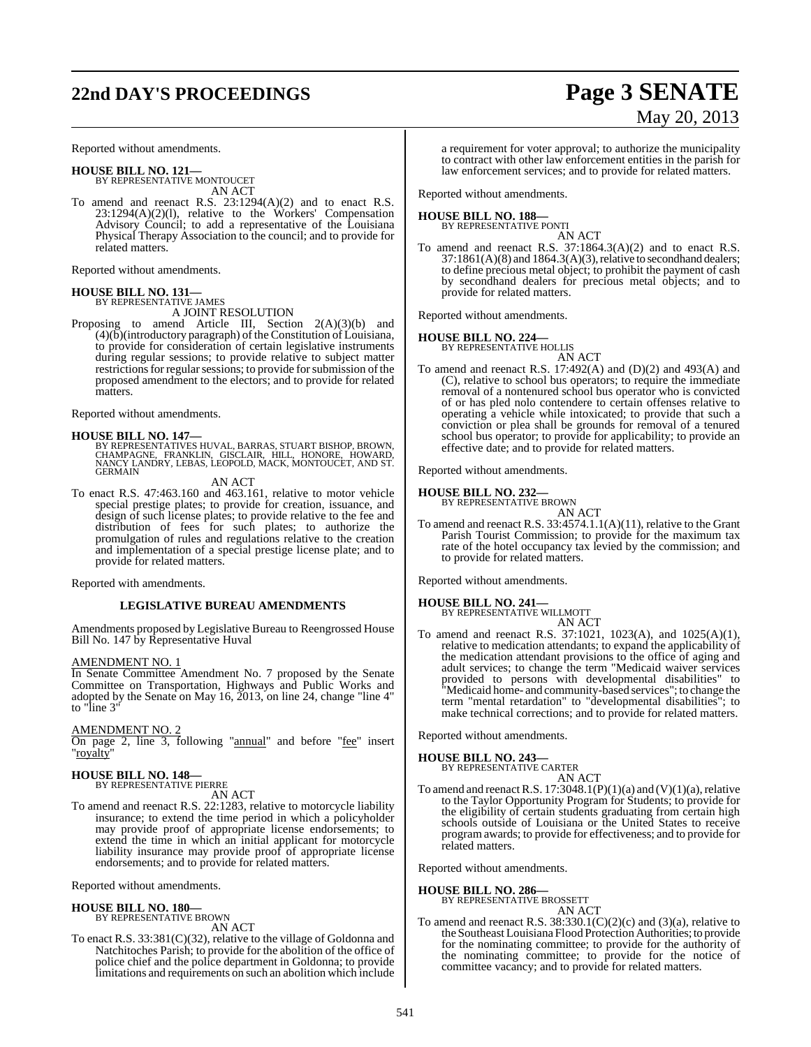Reported without amendments.

**HOUSE BILL NO. 121—**
BY REPRESENTATIVE MONTOUCET
AN ACT

To amend and reenact R.S. 23:1294(A)(2) and to enact R.S. 23:1294(A)(2)(l), relative to the Workers' Compensation Advisory Council; to add a representative of the Louisiana Physical Therapy Association to the council; and to provide for related matters.

Reported without amendments.

**HOUSE BILL NO. 131—**
BY REPRESENTATIVE JAMES
A JOINT RESOLUTION

Proposing to amend Article III, Section 2(A)(3)(b) and (4)(b)(introductory paragraph) of the Constitution of Louisiana, to provide for consideration of certain legislative instruments during regular sessions; to provide relative to subject matter restrictions for regular sessions; to provide for submission of the proposed amendment to the electors; and to provide for related matters.

Reported without amendments.

**HOUSE BILL NO. 147—**
BY REPRESENTATIVES HUVAL, BARRAS, STUART BISHOP, BROWN, CHAMPAGNE, FRANKLIN, GISCLAIR, HILL, HONORE, HOWARD, NANCY LANDRY, LEBAS, LEOPOLD, MACK, MONTOUCET, AND ST. GERMAIN
AN ACT

To enact R.S. 47:463.160 and 463.161, relative to motor vehicle special prestige plates; to provide for creation, issuance, and design of such license plates; to provide relative to the fee and distribution of fees for such plates; to authorize the promulgation of rules and regulations relative to the creation and implementation of a special prestige license plate; and to provide for related matters.

Reported with amendments.

**LEGISLATIVE BUREAU AMENDMENTS**

Amendments proposed by Legislative Bureau to Reengrossed House Bill No. 147 by Representative Huval

AMENDMENT NO. 1

In Senate Committee Amendment No. 7 proposed by the Senate Committee on Transportation, Highways and Public Works and adopted by the Senate on May 16, 2013, on line 24, change "line 4" to "line 3"

AMENDMENT NO. 2

On page 2, line 3, following "annual" and before "fee" insert "royalty"

**HOUSE BILL NO. 148—**
BY REPRESENTATIVE PIERRE
AN ACT

To amend and reenact R.S. 22:1283, relative to motorcycle liability insurance; to extend the time period in which a policyholder may provide proof of appropriate license endorsements; to extend the time in which an initial applicant for motorcycle liability insurance may provide proof of appropriate license endorsements; and to provide for related matters.

Reported without amendments.

**HOUSE BILL NO. 180—**
BY REPRESENTATIVE BROWN
AN ACT

To enact R.S. 33:381(C)(32), relative to the village of Goldonna and Natchitoches Parish; to provide for the abolition of the office of police chief and the police department in Goldonna; to provide limitations and requirements on such an abolition which include a requirement for voter approval; to authorize the municipality to contract with other law enforcement entities in the parish for law enforcement services; and to provide for related matters.

Reported without amendments.

**HOUSE BILL NO. 188—**
BY REPRESENTATIVE PONTI
AN ACT

To amend and reenact R.S. 37:1864.3(A)(2) and to enact R.S. 37:1861(A)(8) and 1864.3(A)(3), relative to secondhand dealers; to define precious metal object; to prohibit the payment of cash by secondhand dealers for precious metal objects; and to provide for related matters.

Reported without amendments.

**HOUSE BILL NO. 224—**
BY REPRESENTATIVE HOLLIS
AN ACT

To amend and reenact R.S. 17:492(A) and (D)(2) and 493(A) and (C), relative to school bus operators; to require the immediate removal of a nontenured school bus operator who is convicted of or has pled nolo contendere to certain offenses relative to operating a vehicle while intoxicated; to provide that such a conviction or plea shall be grounds for removal of a tenured school bus operator; to provide for applicability; to provide an effective date; and to provide for related matters.

Reported without amendments.

**HOUSE BILL NO. 232—**
BY REPRESENTATIVE BROWN
AN ACT

To amend and reenact R.S. 33:4574.1.1(A)(11), relative to the Grant Parish Tourist Commission; to provide for the maximum tax rate of the hotel occupancy tax levied by the commission; and to provide for related matters.

Reported without amendments.

**HOUSE BILL NO. 241—**
BY REPRESENTATIVE WILLMOTT
AN ACT

To amend and reenact R.S. 37:1021, 1023(A), and 1025(A)(1), relative to medication attendants; to expand the applicability of the medication attendant provisions to the office of aging and adult services; to change the term "Medicaid waiver services provided to persons with developmental disabilities" to "Medicaid home- and community-based services"; to change the term "mental retardation" to "developmental disabilities"; to make technical corrections; and to provide for related matters.

Reported without amendments.

**HOUSE BILL NO. 243—**
BY REPRESENTATIVE CARTER
AN ACT

To amend and reenact R.S. 17:3048.1(P)(1)(a) and (V)(1)(a), relative to the Taylor Opportunity Program for Students; to provide for the eligibility of certain students graduating from certain high schools outside of Louisiana or the United States to receive program awards; to provide for effectiveness; and to provide for related matters.

Reported without amendments.

**HOUSE BILL NO. 286—**
BY REPRESENTATIVE BROSSETT
AN ACT

To amend and reenact R.S. 38:330.1(C)(2)(c) and (3)(a), relative to the Southeast Louisiana Flood Protection Authorities; to provide for the nominating committee; to provide for the authority of the nominating committee; to provide for the notice of committee vacancy; and to provide for related matters.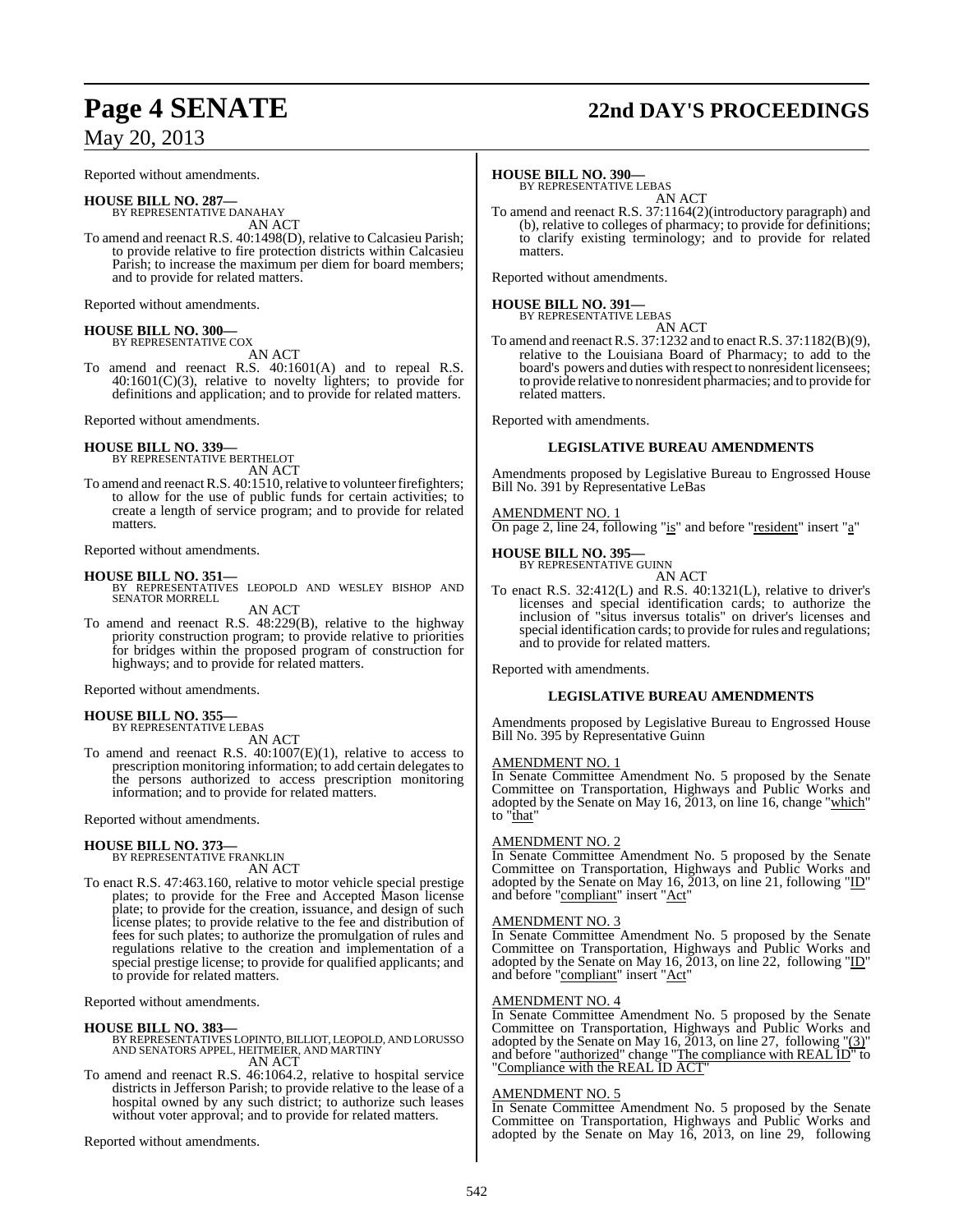Reported without amendments.

**HOUSE BILL NO. 287—**
BY REPRESENTATIVE DANAHAY
AN ACT

To amend and reenact R.S. 40:1498(D), relative to Calcasieu Parish; to provide relative to fire protection districts within Calcasieu Parish; to increase the maximum per diem for board members; and to provide for related matters.

Reported without amendments.

**HOUSE BILL NO. 300—**
BY REPRESENTATIVE COX
AN ACT

To amend and reenact R.S. 40:1601(A) and to repeal R.S. 40:1601(C)(3), relative to novelty lighters; to provide for definitions and application; and to provide for related matters.

Reported without amendments.

**HOUSE BILL NO. 339—**
BY REPRESENTATIVE BERTHELOT
AN ACT

To amend and reenact R.S. 40:1510, relative to volunteer firefighters; to allow for the use of public funds for certain activities; to create a length of service program; and to provide for related matters.

Reported without amendments.

**HOUSE BILL NO. 351—**
BY REPRESENTATIVES LEOPOLD AND WESLEY BISHOP AND SENATOR MORRELL
AN ACT

To amend and reenact R.S. 48:229(B), relative to the highway priority construction program; to provide relative to priorities for bridges within the proposed program of construction for highways; and to provide for related matters.

Reported without amendments.

**HOUSE BILL NO. 355—**
BY REPRESENTATIVE LEBAS
AN ACT

To amend and reenact R.S. 40:1007(E)(1), relative to access to prescription monitoring information; to add certain delegates to the persons authorized to access prescription monitoring information; and to provide for related matters.

Reported without amendments.

**HOUSE BILL NO. 373—**
BY REPRESENTATIVE FRANKLIN
AN ACT

To enact R.S. 47:463.160, relative to motor vehicle special prestige plates; to provide for the Free and Accepted Mason license plate; to provide for the creation, issuance, and design of such license plates; to provide relative to the fee and distribution of fees for such plates; to authorize the promulgation of rules and regulations relative to the creation and implementation of a special prestige license; to provide for qualified applicants; and to provide for related matters.

Reported without amendments.

**HOUSE BILL NO. 383—**
BY REPRESENTATIVES LOPINTO, BILLIOT, LEOPOLD, AND LORUSSO AND SENATORS APPEL, HEITMEIER, AND MARTINY
AN ACT

To amend and reenact R.S. 46:1064.2, relative to hospital service districts in Jefferson Parish; to provide relative to the lease of a hospital owned by any such district; to authorize such leases without voter approval; and to provide for related matters.

Reported without amendments.

**HOUSE BILL NO. 390—**
BY REPRESENTATIVE LEBAS
AN ACT

To amend and reenact R.S. 37:1164(2)(introductory paragraph) and (b), relative to colleges of pharmacy; to provide for definitions; to clarify existing terminology; and to provide for related matters.

Reported without amendments.

**HOUSE BILL NO. 391—**
BY REPRESENTATIVE LEBAS
AN ACT

To amend and reenact R.S. 37:1232 and to enact R.S. 37:1182(B)(9), relative to the Louisiana Board of Pharmacy; to add to the board's powers and duties with respect to nonresident licensees; to provide relative to nonresident pharmacies; and to provide for related matters.

Reported with amendments.

**LEGISLATIVE BUREAU AMENDMENTS**

Amendments proposed by Legislative Bureau to Engrossed House Bill No. 391 by Representative LeBas

AMENDMENT NO. 1
On page 2, line 24, following "is" and before "resident" insert "a"

**HOUSE BILL NO. 395—**
BY REPRESENTATIVE GUINN
AN ACT

To enact R.S. 32:412(L) and R.S. 40:1321(L), relative to driver's licenses and special identification cards; to authorize the inclusion of "situs inversus totalis" on driver's licenses and special identification cards; to provide for rules and regulations; and to provide for related matters.

Reported with amendments.

**LEGISLATIVE BUREAU AMENDMENTS**

Amendments proposed by Legislative Bureau to Engrossed House Bill No. 395 by Representative Guinn

AMENDMENT NO. 1
In Senate Committee Amendment No. 5 proposed by the Senate Committee on Transportation, Highways and Public Works and adopted by the Senate on May 16, 2013, on line 16, change "which" to "that"

AMENDMENT NO. 2
In Senate Committee Amendment No. 5 proposed by the Senate Committee on Transportation, Highways and Public Works and adopted by the Senate on May 16, 2013, on line 21, following "ID" and before "compliant" insert "Act"

AMENDMENT NO. 3
In Senate Committee Amendment No. 5 proposed by the Senate Committee on Transportation, Highways and Public Works and adopted by the Senate on May 16, 2013, on line 22, following "ID" and before "compliant" insert "Act"

AMENDMENT NO. 4
In Senate Committee Amendment No. 5 proposed by the Senate Committee on Transportation, Highways and Public Works and adopted by the Senate on May 16, 2013, on line 27, following "(3)" and before "authorized" change "The compliance with REAL ID" to "Compliance with the REAL ID ACT"

AMENDMENT NO. 5
In Senate Committee Amendment No. 5 proposed by the Senate Committee on Transportation, Highways and Public Works and adopted by the Senate on May 16, 2013, on line 29, following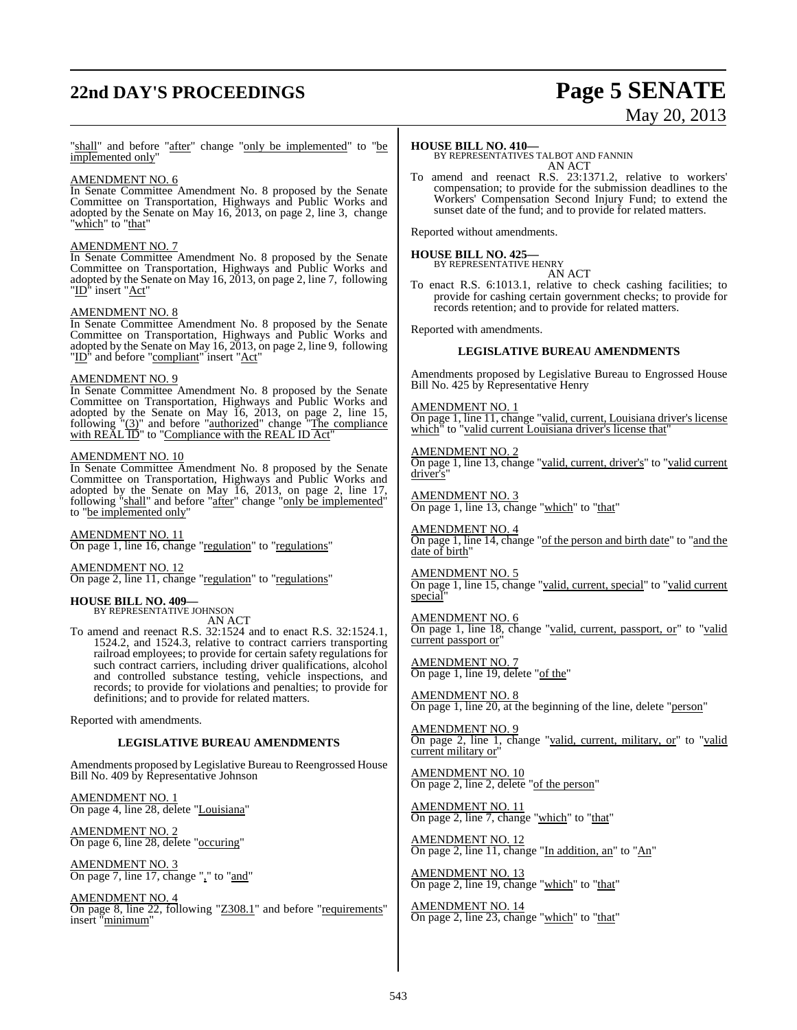"shall" and before "after" change "only be implemented" to "be implemented only"

AMENDMENT NO. 6
In Senate Committee Amendment No. 8 proposed by the Senate Committee on Transportation, Highways and Public Works and adopted by the Senate on May 16, 2013, on page 2, line 3, change "which" to "that"

AMENDMENT NO. 7
In Senate Committee Amendment No. 8 proposed by the Senate Committee on Transportation, Highways and Public Works and adopted by the Senate on May 16, 2013, on page 2, line 7, following "ID" insert "Act"

AMENDMENT NO. 8
In Senate Committee Amendment No. 8 proposed by the Senate Committee on Transportation, Highways and Public Works and adopted by the Senate on May 16, 2013, on page 2, line 9, following "ID" and before "compliant" insert "Act"

AMENDMENT NO. 9
In Senate Committee Amendment No. 8 proposed by the Senate Committee on Transportation, Highways and Public Works and adopted by the Senate on May 16, 2013, on page 2, line 15, following "(3)" and before "authorized" change "The compliance with REAL ID" to "Compliance with the REAL ID Act"

AMENDMENT NO. 10
In Senate Committee Amendment No. 8 proposed by the Senate Committee on Transportation, Highways and Public Works and adopted by the Senate on May 16, 2013, on page 2, line 17, following "shall" and before "after" change "only be implemented" to "be implemented only"

AMENDMENT NO. 11
On page 1, line 16, change "regulation" to "regulations"

AMENDMENT NO. 12
On page 2, line 11, change "regulation" to "regulations"

**HOUSE BILL NO. 409—**
BY REPRESENTATIVE JOHNSON
AN ACT
To amend and reenact R.S. 32:1524 and to enact R.S. 32:1524.1, 1524.2, and 1524.3, relative to contract carriers transporting railroad employees; to provide for certain safety regulations for such contract carriers, including driver qualifications, alcohol and controlled substance testing, vehicle inspections, and records; to provide for violations and penalties; to provide for definitions; and to provide for related matters.

Reported with amendments.

### LEGISLATIVE BUREAU AMENDMENTS

Amendments proposed by Legislative Bureau to Reengrossed House Bill No. 409 by Representative Johnson

AMENDMENT NO. 1
On page 4, line 28, delete "Louisiana"

AMENDMENT NO. 2
On page 6, line 28, delete "occuring"

AMENDMENT NO. 3
On page 7, line 17, change "," to "and"

AMENDMENT NO. 4
On page 8, line 22, following "Z308.1" and before "requirements" insert "minimum"

**HOUSE BILL NO. 410—**
BY REPRESENTATIVES TALBOT AND FANNIN
AN ACT
To amend and reenact R.S. 23:1371.2, relative to workers' compensation; to provide for the submission deadlines to the Workers' Compensation Second Injury Fund; to extend the sunset date of the fund; and to provide for related matters.

Reported without amendments.

**HOUSE BILL NO. 425—**
BY REPRESENTATIVE HENRY
AN ACT
To enact R.S. 6:1013.1, relative to check cashing facilities; to provide for cashing certain government checks; to provide for records retention; and to provide for related matters.

Reported with amendments.

### LEGISLATIVE BUREAU AMENDMENTS

Amendments proposed by Legislative Bureau to Engrossed House Bill No. 425 by Representative Henry

AMENDMENT NO. 1
On page 1, line 11, change "valid, current, Louisiana driver's license which" to "valid current Louisiana driver's license that"

AMENDMENT NO. 2
On page 1, line 13, change "valid, current, driver's" to "valid current driver's"

AMENDMENT NO. 3
On page 1, line 13, change "which" to "that"

AMENDMENT NO. 4
On page 1, line 14, change "of the person and birth date" to "and the date of birth"

AMENDMENT NO. 5
On page 1, line 15, change "valid, current, special" to "valid current special"

AMENDMENT NO. 6
On page 1, line 18, change "valid, current, passport, or" to "valid current passport or"

AMENDMENT NO. 7
On page 1, line 19, delete "of the"

AMENDMENT NO. 8
On page 1, line 20, at the beginning of the line, delete "person"

AMENDMENT NO. 9
On page 2, line 1, change "valid, current, military, or" to "valid current military or"

AMENDMENT NO. 10
On page 2, line 2, delete "of the person"

AMENDMENT NO. 11
On page 2, line 7, change "which" to "that"

AMENDMENT NO. 12
On page 2, line 11, change "In addition, an" to "An"

AMENDMENT NO. 13
On page 2, line 19, change "which" to "that"

AMENDMENT NO. 14
On page 2, line 23, change "which" to "that"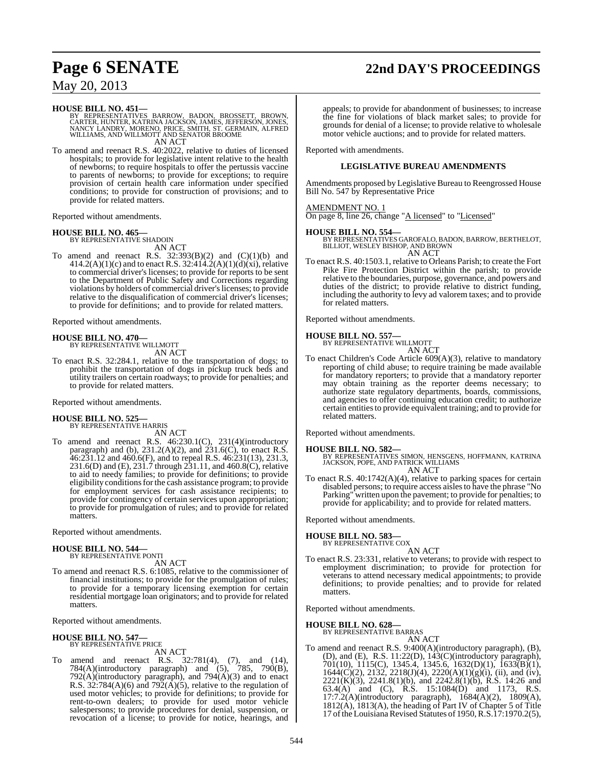**HOUSE BILL NO. 451—**
BY REPRESENTATIVES BARROW, BADON, BROSSETT, BROWN, CARTER, HUNTER, KATRINA JACKSON, JAMES, JEFFERSON, JONES, NANCY LANDRY, MORENO, PRICE, SMITH, ST. GERMAIN, ALFRED WILLIAMS, AND WILLMOTT AND SENATOR BROOME

AN ACT

To amend and reenact R.S. 40:2022, relative to duties of licensed hospitals; to provide for legislative intent relative to the health of newborns; to require hospitals to offer the pertussis vaccine to parents of newborns; to provide for exceptions; to require provision of certain health care information under specified conditions; to provide for construction of provisions; and to provide for related matters.

Reported without amendments.

**HOUSE BILL NO. 465—**
BY REPRESENTATIVE SHADOIN

AN ACT

To amend and reenact R.S. 32:393(B)(2) and (C)(1)(b) and 414.2(A)(1)(c) and to enact R.S. 32:414.2(A)(1)(d)(xi), relative to commercial driver's licenses; to provide for reports to be sent to the Department of Public Safety and Corrections regarding violations by holders of commercial driver's licenses; to provide relative to the disqualification of commercial driver's licenses; to provide for definitions; and to provide for related matters.

Reported without amendments.

**HOUSE BILL NO. 470—**
BY REPRESENTATIVE WILLMOTT

AN ACT

To enact R.S. 32:284.1, relative to the transportation of dogs; to prohibit the transportation of dogs in pickup truck beds and utility trailers on certain roadways; to provide for penalties; and to provide for related matters.

Reported without amendments.

**HOUSE BILL NO. 525—**
BY REPRESENTATIVE HARRIS

AN ACT

To amend and reenact R.S. 46:230.1(C), 231(4)(introductory paragraph) and (b), 231.2(A)(2), and 231.6(C), to enact R.S. 46:231.12 and 460.6(F), and to repeal R.S. 46:231(13), 231.3, 231.6(D) and (E), 231.7 through 231.11, and 460.8(C), relative to aid to needy families; to provide for definitions; to provide eligibility conditions for the cash assistance program; to provide for employment services for cash assistance recipients; to provide for contingency of certain services upon appropriation; to provide for promulgation of rules; and to provide for related matters.

Reported without amendments.

**HOUSE BILL NO. 544—**
BY REPRESENTATIVE PONTI

AN ACT

To amend and reenact R.S. 6:1085, relative to the commissioner of financial institutions; to provide for the promulgation of rules; to provide for a temporary licensing exemption for certain residential mortgage loan originators; and to provide for related matters.

Reported without amendments.

**HOUSE BILL NO. 547—**
BY REPRESENTATIVE PRICE

AN ACT

To amend and reenact R.S. 32:781(4), (7), and (14), 784(A)(introductory paragraph) and (5), 785, 790(B), 792(A)(introductory paragraph), and 794(A)(3) and to enact R.S. 32:784(A)(6) and 792(A)(5), relative to the regulation of used motor vehicles; to provide for definitions; to provide for rent-to-own dealers; to provide for used motor vehicle salespersons; to provide procedures for denial, suspension, or revocation of a license; to provide for notice, hearings, and appeals; to provide for abandonment of businesses; to increase the fine for violations of black market sales; to provide for grounds for denial of a license; to provide relative to wholesale motor vehicle auctions; and to provide for related matters.

Reported with amendments.

**LEGISLATIVE BUREAU AMENDMENTS**

Amendments proposed by Legislative Bureau to Reengrossed House Bill No. 547 by Representative Price

AMENDMENT NO. 1
On page 8, line 26, change "A licensed" to "Licensed"

**HOUSE BILL NO. 554—**
BY REPRESENTATIVES GAROFALO, BADON, BARROW, BERTHELOT, BILLIOT, WESLEY BISHOP, AND BROWN

AN ACT

To enact R.S. 40:1503.1, relative to Orleans Parish; to create the Fort Pike Fire Protection District within the parish; to provide relative to the boundaries, purpose, governance, and powers and duties of the district; to provide relative to district funding, including the authority to levy ad valorem taxes; and to provide for related matters.

Reported without amendments.

**HOUSE BILL NO. 557—**
BY REPRESENTATIVE WILLMOTT

AN ACT

To enact Children's Code Article 609(A)(3), relative to mandatory reporting of child abuse; to require training be made available for mandatory reporters; to provide that a mandatory reporter may obtain training as the reporter deems necessary; to authorize state regulatory departments, boards, commissions, and agencies to offer continuing education credit; to authorize certain entities to provide equivalent training; and to provide for related matters.

Reported without amendments.

**HOUSE BILL NO. 582—**
BY REPRESENTATIVES SIMON, HENSGENS, HOFFMANN, KATRINA JACKSON, POPE, AND PATRICK WILLIAMS

AN ACT

To enact R.S. 40:1742(A)(4), relative to parking spaces for certain disabled persons; to require access aisles to have the phrase "No Parking" written upon the pavement; to provide for penalties; to provide for applicability; and to provide for related matters.

Reported without amendments.

**HOUSE BILL NO. 583—**
BY REPRESENTATIVE COX

AN ACT

To enact R.S. 23:331, relative to veterans; to provide with respect to employment discrimination; to provide for protection for veterans to attend necessary medical appointments; to provide definitions; to provide penalties; and to provide for related matters.

Reported without amendments.

**HOUSE BILL NO. 628—**
BY REPRESENTATIVE BARRAS

AN ACT

To amend and reenact R.S. 9:400(A)(introductory paragraph), (B), (D), and (E), R.S. 11:22(D), 143(C)(introductory paragraph), 701(10), 1115(C), 1345.4, 1345.6, 1632(D)(1), 1633(B)(1), 1644(C)(2), 2132, 2218(J)(4), 2220(A)(1)(g)(i), (ii), and (iv), 2221(K)(3), 2241.8(1)(b), and 2242.8(1)(b), R.S. 14:26 and 63.4(A) and (C), R.S. 15:1084(D) and 1173, R.S. 17:7.2(A)(introductory paragraph), 1684(A)(2), 1809(A), 1812(A), 1813(A), the heading of Part IV of Chapter 5 of Title 17 of the Louisiana Revised Statutes of 1950, R.S.17:1970.2(5),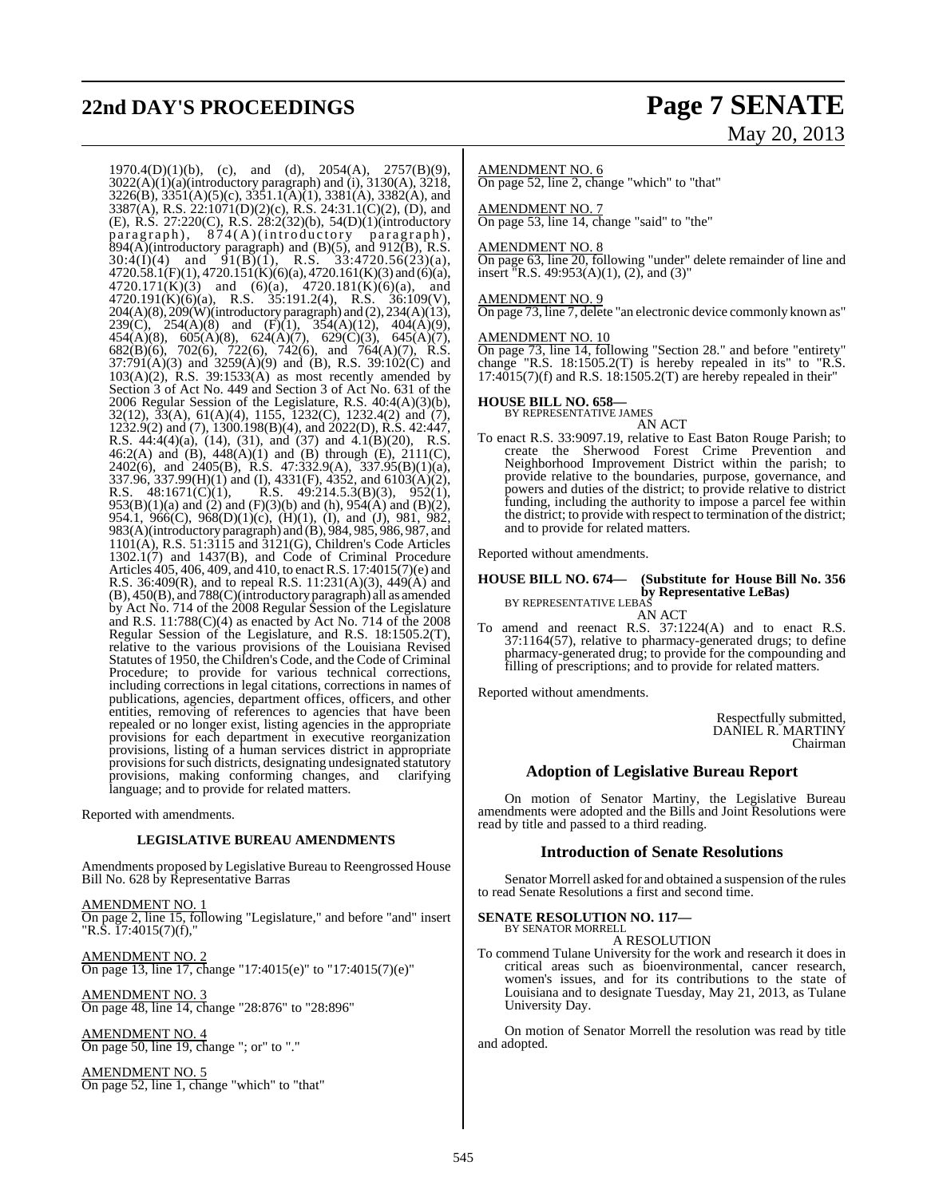1970.4(D)(1)(b), (c), and (d), 2054(A), 2757(B)(9), 3022(A)(1)(a)(introductory paragraph) and (i), 3130(A), 3218, 3226(B), 3351(A)(5)(c), 3351.1(A)(1), 3381(A), 3382(A), and 3387(A), R.S. 22:1071(D)(2)(c), R.S. 24:31.1(C)(2), (D), and (E), R.S. 27:220(C), R.S. 28:2(32)(b), 54(D)(1)(introductory paragraph), 874(A)(introductory paragraph), 894(A)(introductory paragraph) and (B)(5), and 912(B), R.S. 30:4(I)(4) and 91(B)(1), R.S. 33:4720.56(23)(a), 4720.58.1(F)(1), 4720.151(K)(6)(a), 4720.161(K)(3) and (6)(a), 4720.171(K)(3) and (6)(a), 4720.181(K)(6)(a), and 4720.191(K)(6)(a), R.S. 35:191.2(4), R.S. 36:109(V), 204(A)(8), 209(W)(introductory paragraph) and (2), 234(A)(13), 239(C), 254(A)(8) and (F)(1), 354(A)(12), 404(A)(9), 454(A)(8), 605(A)(8), 624(A)(7), 629(C)(3), 645(A)(7), 682(B)(6), 702(6), 722(6), 742(6), and 764(A)(7), R.S. 37:791(A)(3) and 3259(A)(9) and (B), R.S. 39:102(C) and 103(A)(2), R.S. 39:1533(A) as most recently amended by Section 3 of Act No. 449 and Section 3 of Act No. 631 of the 2006 Regular Session of the Legislature, R.S. 40:4(A)(3)(b), 32(12), 33(A), 61(A)(4), 1155, 1232(C), 1232.4(2) and (7), 1232.9(2) and (7), 1300.198(B)(4), and 2022(D), R.S. 42:447, R.S. 44:4(4)(a), (14), (31), and (37) and 4.1(B)(20), R.S. 46:2(A) and (B), 448(A)(1) and (B) through (E), 2111(C), 2402(6), and 2405(B), R.S. 47:332.9(A), 337.95(B)(1)(a), 337.96, 337.99(H)(1) and (I), 4331(F), 4352, and 6103(A)(2), R.S. 48:1671(C)(1), R.S. 49:214.5.3(B)(3), 952(1), 953(B)(1)(a) and (2) and (F)(3)(b) and (h), 954(A) and (B)(2), 954.1, 966(C), 968(D)(1)(c), (H)(1), (I), and (J), 981, 982, 983(A)(introductory paragraph) and (B), 984, 985, 986, 987, and 1101(A), R.S. 51:3115 and 3121(G), Children's Code Articles 1302.1(7) and 1437(B), and Code of Criminal Procedure Articles 405, 406, 409, and 410, to enact R.S. 17:4015(7)(e) and R.S. 36:409(R), and to repeal R.S. 11:231(A)(3), 449(A) and (B), 450(B), and 788(C)(introductory paragraph) all as amended by Act No. 714 of the 2008 Regular Session of the Legislature and R.S. 11:788(C)(4) as enacted by Act No. 714 of the 2008 Regular Session of the Legislature, and R.S. 18:1505.2(T), relative to the various provisions of the Louisiana Revised Statutes of 1950, the Children's Code, and the Code of Criminal Procedure; to provide for various technical corrections, including corrections in legal citations, corrections in names of publications, agencies, department offices, officers, and other entities, removing of references to agencies that have been repealed or no longer exist, listing agencies in the appropriate provisions for each department in executive reorganization provisions, listing of a human services district in appropriate provisions for such districts, designating undesignated statutory provisions, making conforming changes, and clarifying language; and to provide for related matters.

Reported with amendments.

## LEGISLATIVE BUREAU AMENDMENTS

Amendments proposed by Legislative Bureau to Reengrossed House Bill No. 628 by Representative Barras

AMENDMENT NO. 1
On page 2, line 15, following "Legislature," and before "and" insert "R.S. 17:4015(7)(f),"

AMENDMENT NO. 2
On page 13, line 17, change "17:4015(e)" to "17:4015(7)(e)"

AMENDMENT NO. 3
On page 48, line 14, change "28:876" to "28:896"

AMENDMENT NO. 4
On page 50, line 19, change "; or" to "."

AMENDMENT NO. 5
On page 52, line 1, change "which" to "that"

AMENDMENT NO. 6
On page 52, line 2, change "which" to "that"

AMENDMENT NO. 7
On page 53, line 14, change "said" to "the"

AMENDMENT NO. 8
On page 63, line 20, following "under" delete remainder of line and insert "R.S. 49:953(A)(1), (2), and (3)"

AMENDMENT NO. 9
On page 73, line 7, delete "an electronic device commonly known as"

AMENDMENT NO. 10
On page 73, line 14, following "Section 28." and before "entirety" change "R.S. 18:1505.2(T) is hereby repealed in its" to "R.S. 17:4015(7)(f) and R.S. 18:1505.2(T) are hereby repealed in their"

**HOUSE BILL NO. 658—**
BY REPRESENTATIVE JAMES
AN ACT
To enact R.S. 33:9097.19, relative to East Baton Rouge Parish; to create the Sherwood Forest Crime Prevention and Neighborhood Improvement District within the parish; to provide relative to the boundaries, purpose, governance, and powers and duties of the district; to provide relative to district funding, including the authority to impose a parcel fee within the district; to provide with respect to termination of the district; and to provide for related matters.

Reported without amendments.

**HOUSE BILL NO. 674— (Substitute for House Bill No. 356 by Representative LeBas)**
BY REPRESENTATIVE LEBAS
AN ACT
To amend and reenact R.S. 37:1224(A) and to enact R.S. 37:1164(57), relative to pharmacy-generated drugs; to define pharmacy-generated drug; to provide for the compounding and filling of prescriptions; and to provide for related matters.

Reported without amendments.

Respectfully submitted,
DANIEL R. MARTINY
Chairman

## Adoption of Legislative Bureau Report

On motion of Senator Martiny, the Legislative Bureau amendments were adopted and the Bills and Joint Resolutions were read by title and passed to a third reading.

## Introduction of Senate Resolutions

Senator Morrell asked for and obtained a suspension of the rules to read Senate Resolutions a first and second time.

**SENATE RESOLUTION NO. 117—**
BY SENATOR MORRELL
A RESOLUTION
To commend Tulane University for the work and research it does in critical areas such as bioenvironmental, cancer research, women's issues, and for its contributions to the state of Louisiana and to designate Tuesday, May 21, 2013, as Tulane University Day.

On motion of Senator Morrell the resolution was read by title and adopted.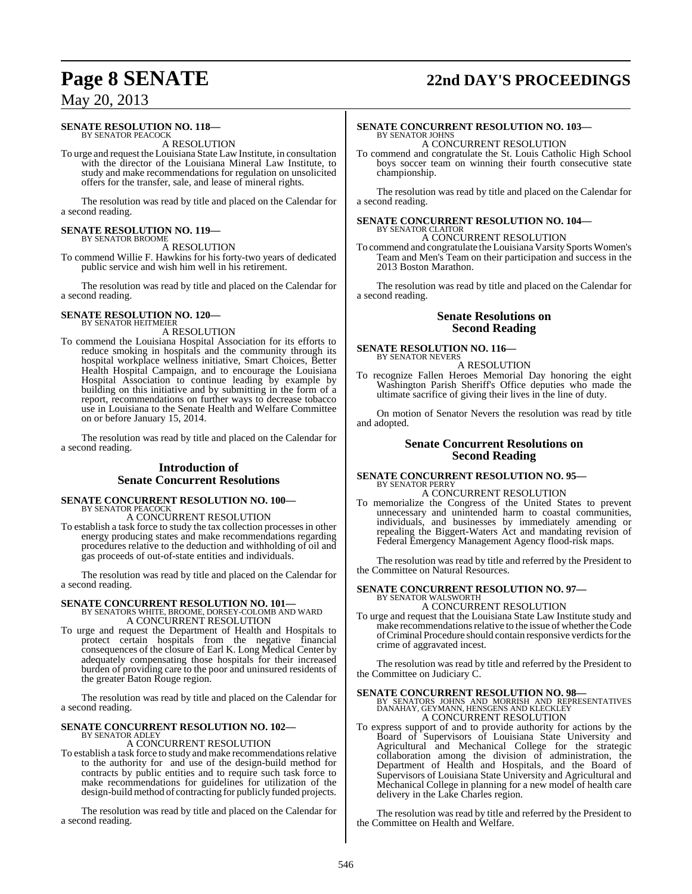**SENATE RESOLUTION NO. 118—**
BY SENATOR PEACOCK
A RESOLUTION

To urge and request the Louisiana State Law Institute, in consultation with the director of the Louisiana Mineral Law Institute, to study and make recommendations for regulation on unsolicited offers for the transfer, sale, and lease of mineral rights.

The resolution was read by title and placed on the Calendar for a second reading.

**SENATE RESOLUTION NO. 119—**
BY SENATOR BROOME
A RESOLUTION

To commend Willie F. Hawkins for his forty-two years of dedicated public service and wish him well in his retirement.

The resolution was read by title and placed on the Calendar for a second reading.

**SENATE RESOLUTION NO. 120—**
BY SENATOR HEITMEIER
A RESOLUTION

To commend the Louisiana Hospital Association for its efforts to reduce smoking in hospitals and the community through its hospital workplace wellness initiative, Smart Choices, Better Health Hospital Campaign, and to encourage the Louisiana Hospital Association to continue leading by example by building on this initiative and by submitting in the form of a report, recommendations on further ways to decrease tobacco use in Louisiana to the Senate Health and Welfare Committee on or before January 15, 2014.

The resolution was read by title and placed on the Calendar for a second reading.

## Introduction of Senate Concurrent Resolutions

**SENATE CONCURRENT RESOLUTION NO. 100—**
BY SENATOR PEACOCK
A CONCURRENT RESOLUTION

To establish a task force to study the tax collection processes in other energy producing states and make recommendations regarding procedures relative to the deduction and withholding of oil and gas proceeds of out-of-state entities and individuals.

The resolution was read by title and placed on the Calendar for a second reading.

**SENATE CONCURRENT RESOLUTION NO. 101—**
BY SENATORS WHITE, BROOME, DORSEY-COLOMB AND WARD
A CONCURRENT RESOLUTION

To urge and request the Department of Health and Hospitals to protect certain hospitals from the negative financial consequences of the closure of Earl K. Long Medical Center by adequately compensating those hospitals for their increased burden of providing care to the poor and uninsured residents of the greater Baton Rouge region.

The resolution was read by title and placed on the Calendar for a second reading.

**SENATE CONCURRENT RESOLUTION NO. 102—**
BY SENATOR ADLEY
A CONCURRENT RESOLUTION

To establish a task force to study and make recommendations relative to the authority for and use of the design-build method for contracts by public entities and to require such task force to make recommendations for guidelines for utilization of the design-build method of contracting for publicly funded projects.

The resolution was read by title and placed on the Calendar for a second reading.

**SENATE CONCURRENT RESOLUTION NO. 103—**
BY SENATOR JOHNS
A CONCURRENT RESOLUTION

To commend and congratulate the St. Louis Catholic High School boys soccer team on winning their fourth consecutive state championship.

The resolution was read by title and placed on the Calendar for a second reading.

**SENATE CONCURRENT RESOLUTION NO. 104—**
BY SENATOR CLAITOR
A CONCURRENT RESOLUTION

To commend and congratulate the Louisiana Varsity Sports Women's Team and Men's Team on their participation and success in the 2013 Boston Marathon.

The resolution was read by title and placed on the Calendar for a second reading.

## Senate Resolutions on Second Reading

**SENATE RESOLUTION NO. 116—**
BY SENATOR NEVERS
A RESOLUTION

To recognize Fallen Heroes Memorial Day honoring the eight Washington Parish Sheriff's Office deputies who made the ultimate sacrifice of giving their lives in the line of duty.

On motion of Senator Nevers the resolution was read by title and adopted.

## Senate Concurrent Resolutions on Second Reading

**SENATE CONCURRENT RESOLUTION NO. 95—**
BY SENATOR PERRY
A CONCURRENT RESOLUTION

To memorialize the Congress of the United States to prevent unnecessary and unintended harm to coastal communities, individuals, and businesses by immediately amending or repealing the Biggert-Waters Act and mandating revision of Federal Emergency Management Agency flood-risk maps.

The resolution was read by title and referred by the President to the Committee on Natural Resources.

**SENATE CONCURRENT RESOLUTION NO. 97—**
BY SENATOR WALSWORTH
A CONCURRENT RESOLUTION

To urge and request that the Louisiana State Law Institute study and make recommendations relative to the issue of whether the Code of Criminal Procedure should contain responsive verdicts for the crime of aggravated incest.

The resolution was read by title and referred by the President to the Committee on Judiciary C.

**SENATE CONCURRENT RESOLUTION NO. 98—**
BY SENATORS JOHNS AND MORRISH AND REPRESENTATIVES DANAHAY, GEYMANN, HENSGENS AND KLECKLEY
A CONCURRENT RESOLUTION

To express support of and to provide authority for actions by the Board of Supervisors of Louisiana State University and Agricultural and Mechanical College for the strategic collaboration among the division of administration, the Department of Health and Hospitals, and the Board of Supervisors of Louisiana State University and Agricultural and Mechanical College in planning for a new model of health care delivery in the Lake Charles region.

The resolution was read by title and referred by the President to the Committee on Health and Welfare.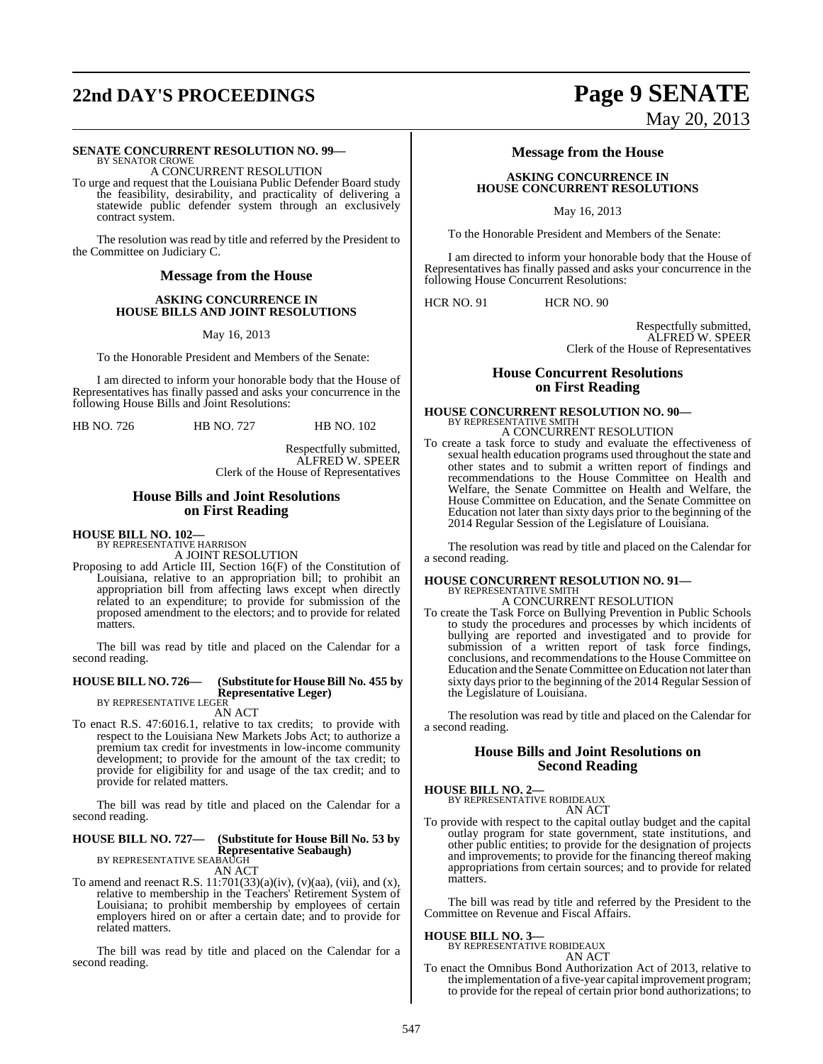**SENATE CONCURRENT RESOLUTION NO. 99—**
BY SENATOR CROWE

A CONCURRENT RESOLUTION

To urge and request that the Louisiana Public Defender Board study the feasibility, desirability, and practicality of delivering a statewide public defender system through an exclusively contract system.

The resolution was read by title and referred by the President to the Committee on Judiciary C.

## Message from the House

**ASKING CONCURRENCE IN HOUSE BILLS AND JOINT RESOLUTIONS**

May 16, 2013

To the Honorable President and Members of the Senate:

I am directed to inform your honorable body that the House of Representatives has finally passed and asks your concurrence in the following House Bills and Joint Resolutions:

HB NO. 726 HB NO. 727 HB NO. 102

Respectfully submitted,
ALFRED W. SPEER
Clerk of the House of Representatives

## House Bills and Joint Resolutions on First Reading

**HOUSE BILL NO. 102—**
BY REPRESENTATIVE HARRISON

A JOINT RESOLUTION

Proposing to add Article III, Section 16(F) of the Constitution of Louisiana, relative to an appropriation bill; to prohibit an appropriation bill from affecting laws except when directly related to an expenditure; to provide for submission of the proposed amendment to the electors; and to provide for related matters.

The bill was read by title and placed on the Calendar for a second reading.

**HOUSE BILL NO. 726— (Substitute for House Bill No. 455 by Representative Leger)**
BY REPRESENTATIVE LEGER

AN ACT

To enact R.S. 47:6016.1, relative to tax credits; to provide with respect to the Louisiana New Markets Jobs Act; to authorize a premium tax credit for investments in low-income community development; to provide for the amount of the tax credit; to provide for eligibility for and usage of the tax credit; and to provide for related matters.

The bill was read by title and placed on the Calendar for a second reading.

**HOUSE BILL NO. 727— (Substitute for House Bill No. 53 by Representative Seabaugh)**
BY REPRESENTATIVE SEABAUGH

AN ACT

To amend and reenact R.S. 11:701(33)(a)(iv), (v)(aa), (vii), and (x), relative to membership in the Teachers' Retirement System of Louisiana; to prohibit membership by employees of certain employers hired on or after a certain date; and to provide for related matters.

The bill was read by title and placed on the Calendar for a second reading.

## Message from the House

**ASKING CONCURRENCE IN HOUSE CONCURRENT RESOLUTIONS**

May 16, 2013

To the Honorable President and Members of the Senate:

I am directed to inform your honorable body that the House of Representatives has finally passed and asks your concurrence in the following House Concurrent Resolutions:

HCR NO. 91 HCR NO. 90

Respectfully submitted,
ALFRED W. SPEER
Clerk of the House of Representatives

## House Concurrent Resolutions on First Reading

**HOUSE CONCURRENT RESOLUTION NO. 90—**
BY REPRESENTATIVE SMITH

A CONCURRENT RESOLUTION

To create a task force to study and evaluate the effectiveness of sexual health education programs used throughout the state and other states and to submit a written report of findings and recommendations to the House Committee on Health and Welfare, the Senate Committee on Health and Welfare, the House Committee on Education, and the Senate Committee on Education not later than sixty days prior to the beginning of the 2014 Regular Session of the Legislature of Louisiana.

The resolution was read by title and placed on the Calendar for a second reading.

**HOUSE CONCURRENT RESOLUTION NO. 91—**
BY REPRESENTATIVE SMITH

A CONCURRENT RESOLUTION

To create the Task Force on Bullying Prevention in Public Schools to study the procedures and processes by which incidents of bullying are reported and investigated and to provide for submission of a written report of task force findings, conclusions, and recommendations to the House Committee on Education and the Senate Committee on Education not later than sixty days prior to the beginning of the 2014 Regular Session of the Legislature of Louisiana.

The resolution was read by title and placed on the Calendar for a second reading.

## House Bills and Joint Resolutions on Second Reading

**HOUSE BILL NO. 2—**
BY REPRESENTATIVE ROBIDEAUX

AN ACT

To provide with respect to the capital outlay budget and the capital outlay program for state government, state institutions, and other public entities; to provide for the designation of projects and improvements; to provide for the financing thereof making appropriations from certain sources; and to provide for related matters.

The bill was read by title and referred by the President to the Committee on Revenue and Fiscal Affairs.

**HOUSE BILL NO. 3—**
BY REPRESENTATIVE ROBIDEAUX

AN ACT

To enact the Omnibus Bond Authorization Act of 2013, relative to the implementation of a five-year capital improvement program; to provide for the repeal of certain prior bond authorizations; to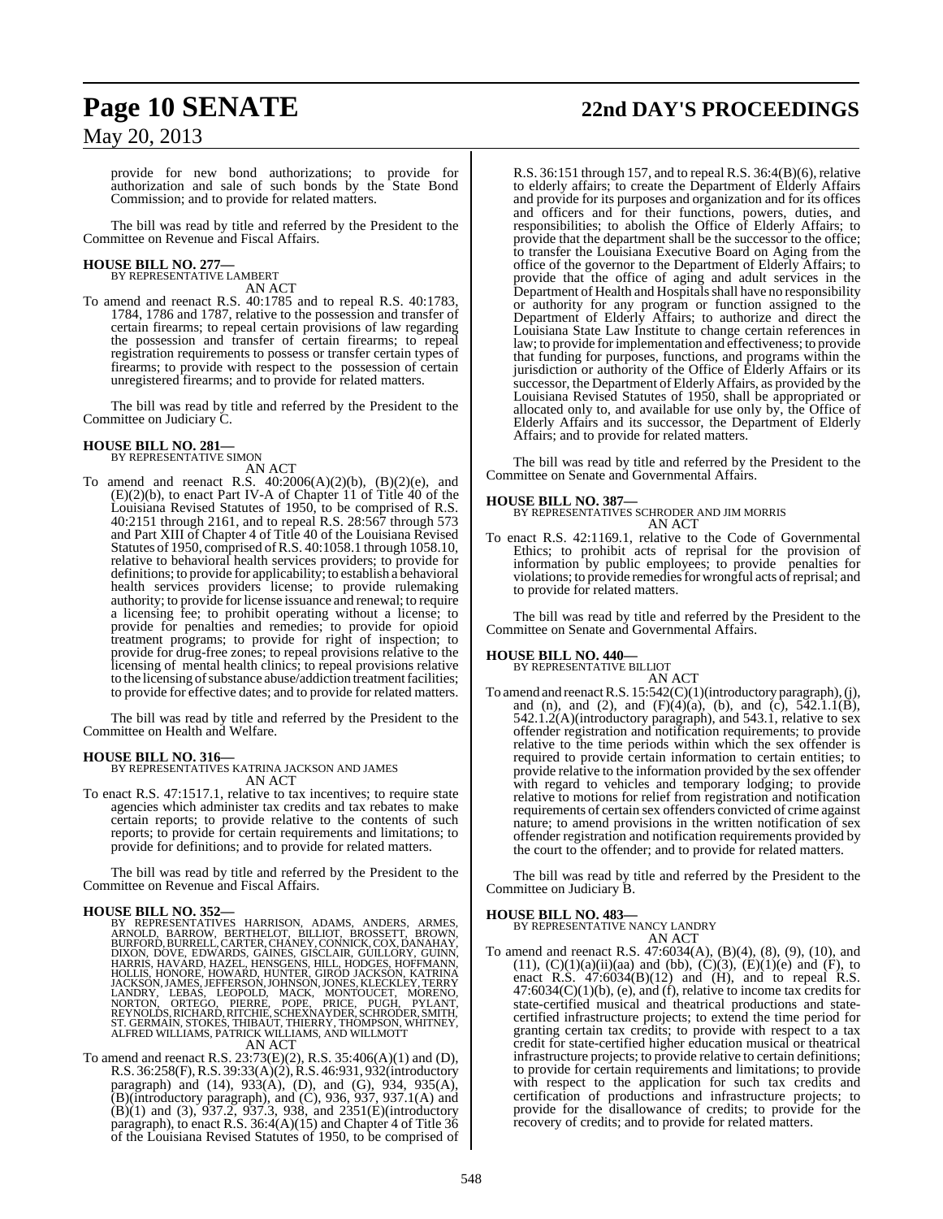provide for new bond authorizations; to provide for authorization and sale of such bonds by the State Bond Commission; and to provide for related matters.

The bill was read by title and referred by the President to the Committee on Revenue and Fiscal Affairs.

**HOUSE BILL NO. 277—**
BY REPRESENTATIVE LAMBERT
AN ACT
To amend and reenact R.S. 40:1785 and to repeal R.S. 40:1783, 1784, 1786 and 1787, relative to the possession and transfer of certain firearms; to repeal certain provisions of law regarding the possession and transfer of certain firearms; to repeal registration requirements to possess or transfer certain types of firearms; to provide with respect to the possession of certain unregistered firearms; and to provide for related matters.

The bill was read by title and referred by the President to the Committee on Judiciary C.

**HOUSE BILL NO. 281—**
BY REPRESENTATIVE SIMON
AN ACT
To amend and reenact R.S. 40:2006(A)(2)(b), (B)(2)(e), and (E)(2)(b), to enact Part IV-A of Chapter 11 of Title 40 of the Louisiana Revised Statutes of 1950, to be comprised of R.S. 40:2151 through 2161, and to repeal R.S. 28:567 through 573 and Part XIII of Chapter 4 of Title 40 of the Louisiana Revised Statutes of 1950, comprised of R.S. 40:1058.1 through 1058.10, relative to behavioral health services providers; to provide for definitions; to provide for applicability; to establish a behavioral health services providers license; to provide rulemaking authority; to provide for license issuance and renewal; to require a licensing fee; to prohibit operating without a license; to provide for penalties and remedies; to provide for opioid treatment programs; to provide for right of inspection; to provide for drug-free zones; to repeal provisions relative to the licensing of mental health clinics; to repeal provisions relative to the licensing of substance abuse/addiction treatment facilities; to provide for effective dates; and to provide for related matters.

The bill was read by title and referred by the President to the Committee on Health and Welfare.

**HOUSE BILL NO. 316—**
BY REPRESENTATIVES KATRINA JACKSON AND JAMES
AN ACT
To enact R.S. 47:1517.1, relative to tax incentives; to require state agencies which administer tax credits and tax rebates to make certain reports; to provide relative to the contents of such reports; to provide for certain requirements and limitations; to provide for definitions; and to provide for related matters.

The bill was read by title and referred by the President to the Committee on Revenue and Fiscal Affairs.

**HOUSE BILL NO. 352—**
BY REPRESENTATIVES HARRISON, ADAMS, ANDERS, ARMES, ARNOLD, BARROW, BERTHELOT, BILLIOT, BROSSETT, BROWN, BURFORD, BURRELL, CARTER, CHANEY, CONNICK, COX, DANAHAY, DIXON, DOVE, EDWARDS, GAINES, GISCLAIR, GUILLORY, GUINN, HARRIS, HAVARD, HAZEL, HENSGENS, HILL, HODGES, HOFFMANN, HOLLIS, HONORE, HOWARD, HUNTER, GIROD JACKSON, KATRINA JACKSON, JAMES, JEFFERSON, JOHNSON, JONES, KLECKLEY, TERRY LANDRY, LEBAS, LEOPOLD, MACK, MONTOUCET, MORENO, NORTON, ORTEGO, PIERRE, POPE, PRICE, PUGH, PYLANT, REYNOLDS, RICHARD, RITCHIE, SCHEXNAYDER, SCHRODER, SMITH, ST. GERMAIN, STOKES, THIBAUT, THIERRY, THOMPSON, WHITNEY, ALFRED WILLIAMS, PATRICK WILLIAMS, AND WILLMOTT
AN ACT
To amend and reenact R.S. 23:73(E)(2), R.S. 35:406(A)(1) and (D), R.S. 36:258(F), R.S. 39:33(A)(2), R.S. 46:931, 932(introductory paragraph) and (14), 933(A), (D), and (G), 934, 935(A), (B)(introductory paragraph), and (C), 936, 937, 937.1(A) and (B)(1) and (3), 937.2, 937.3, 938, and 2351(E)(introductory paragraph), to enact R.S. 36:4(A)(15) and Chapter 4 of Title 36 of the Louisiana Revised Statutes of 1950, to be comprised of R.S. 36:151 through 157, and to repeal R.S. 36:4(B)(6), relative to elderly affairs; to create the Department of Elderly Affairs and provide for its purposes and organization and for its offices and officers and for their functions, powers, duties, and responsibilities; to abolish the Office of Elderly Affairs; to provide that the department shall be the successor to the office; to transfer the Louisiana Executive Board on Aging from the office of the governor to the Department of Elderly Affairs; to provide that the office of aging and adult services in the Department of Health and Hospitals shall have no responsibility or authority for any program or function assigned to the Department of Elderly Affairs; to authorize and direct the Louisiana State Law Institute to change certain references in law; to provide for implementation and effectiveness; to provide that funding for purposes, functions, and programs within the jurisdiction or authority of the Office of Elderly Affairs or its successor, the Department of Elderly Affairs, as provided by the Louisiana Revised Statutes of 1950, shall be appropriated or allocated only to, and available for use only by, the Office of Elderly Affairs and its successor, the Department of Elderly Affairs; and to provide for related matters.

The bill was read by title and referred by the President to the Committee on Senate and Governmental Affairs.

**HOUSE BILL NO. 387—**
BY REPRESENTATIVES SCHRODER AND JIM MORRIS
AN ACT
To enact R.S. 42:1169.1, relative to the Code of Governmental Ethics; to prohibit acts of reprisal for the provision of information by public employees; to provide penalties for violations; to provide remedies for wrongful acts of reprisal; and to provide for related matters.

The bill was read by title and referred by the President to the Committee on Senate and Governmental Affairs.

**HOUSE BILL NO. 440—**
BY REPRESENTATIVE BILLIOT
AN ACT
To amend and reenact R.S. 15:542(C)(1)(introductory paragraph), (j), and (n), and (2), and (F)(4)(a), (b), and (c), 542.1.1(B), 542.1.2(A)(introductory paragraph), and 543.1, relative to sex offender registration and notification requirements; to provide relative to the time periods within which the sex offender is required to provide certain information to certain entities; to provide relative to the information provided by the sex offender with regard to vehicles and temporary lodging; to provide relative to motions for relief from registration and notification requirements of certain sex offenders convicted of crime against nature; to amend provisions in the written notification of sex offender registration and notification requirements provided by the court to the offender; and to provide for related matters.

The bill was read by title and referred by the President to the Committee on Judiciary B.

**HOUSE BILL NO. 483—**
BY REPRESENTATIVE NANCY LANDRY
AN ACT
To amend and reenact R.S. 47:6034(A), (B)(4), (8), (9), (10), and (11), (C)(1)(a)(ii)(aa) and (bb), (C)(3), (E)(1)(e) and (F), to enact R.S. 47:6034(B)(12) and (H), and to repeal R.S. 47:6034(C)(1)(b), (e), and (f), relative to income tax credits for state-certified musical and theatrical productions and state-certified infrastructure projects; to extend the time period for granting certain tax credits; to provide with respect to a tax credit for state-certified higher education musical or theatrical infrastructure projects; to provide relative to certain definitions; to provide for certain requirements and limitations; to provide with respect to the application for such tax credits and certification of productions and infrastructure projects; to provide for the disallowance of credits; to provide for the recovery of credits; and to provide for related matters.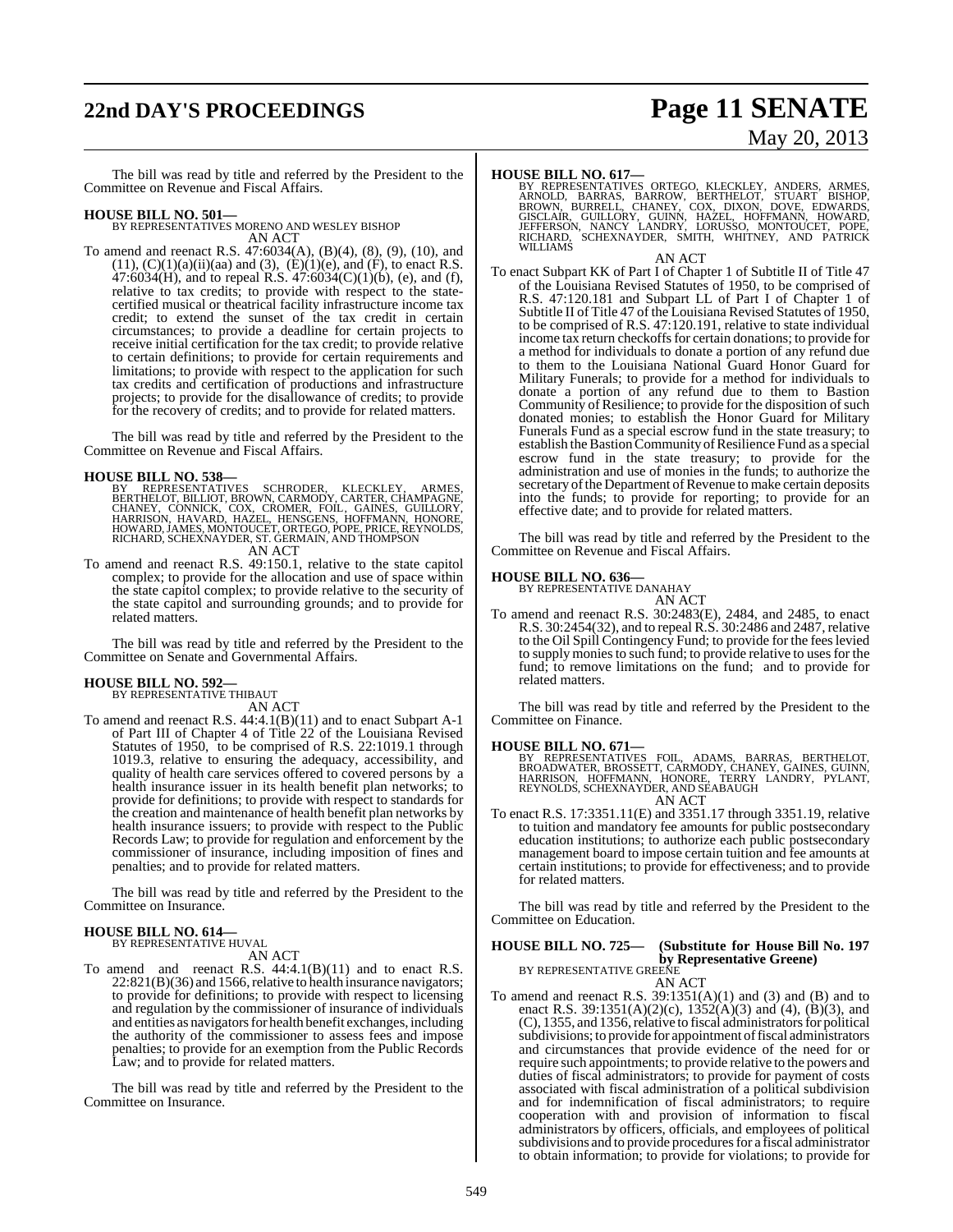The bill was read by title and referred by the President to the Committee on Revenue and Fiscal Affairs.

**HOUSE BILL NO. 501—**
BY REPRESENTATIVES MORENO AND WESLEY BISHOP
AN ACT

To amend and reenact R.S. 47:6034(A), (B)(4), (8), (9), (10), and (11), (C)(1)(a)(ii)(aa) and (3), (E)(1)(e), and (F), to enact R.S. 47:6034(H), and to repeal R.S. 47:6034(C)(1)(b), (e), and (f), relative to tax credits; to provide with respect to the state-certified musical or theatrical facility infrastructure income tax credit; to extend the sunset of the tax credit in certain circumstances; to provide a deadline for certain projects to receive initial certification for the tax credit; to provide relative to certain definitions; to provide for certain requirements and limitations; to provide with respect to the application for such tax credits and certification of productions and infrastructure projects; to provide for the disallowance of credits; to provide for the recovery of credits; and to provide for related matters.

The bill was read by title and referred by the President to the Committee on Revenue and Fiscal Affairs.

**HOUSE BILL NO. 538—**
BY REPRESENTATIVES SCHRODER, KLECKLEY, ARMES, BERTHELOT, BILLIOT, BROWN, CARMODY, CARTER, CHAMPAGNE, CHANEY, CONNICK, COX, CROMER, FOIL, GAINES, GUILLORY, HARRISON, HAVARD, HAZEL, HENSGENS, HOFFMANN, HONORE, HOWARD, JAMES, MONTOUCET, ORTEGO, POPE, PRICE, REYNOLDS, RICHARD, SCHEXNAYDER, ST. GERMAIN, AND THOMPSON
AN ACT

To amend and reenact R.S. 49:150.1, relative to the state capitol complex; to provide for the allocation and use of space within the state capitol complex; to provide relative to the security of the state capitol and surrounding grounds; and to provide for related matters.

The bill was read by title and referred by the President to the Committee on Senate and Governmental Affairs.

**HOUSE BILL NO. 592—**
BY REPRESENTATIVE THIBAUT
AN ACT

To amend and reenact R.S. 44:4.1(B)(11) and to enact Subpart A-1 of Part III of Chapter 4 of Title 22 of the Louisiana Revised Statutes of 1950, to be comprised of R.S. 22:1019.1 through 1019.3, relative to ensuring the adequacy, accessibility, and quality of health care services offered to covered persons by a health insurance issuer in its health benefit plan networks; to provide for definitions; to provide with respect to standards for the creation and maintenance of health benefit plan networks by health insurance issuers; to provide with respect to the Public Records Law; to provide for regulation and enforcement by the commissioner of insurance, including imposition of fines and penalties; and to provide for related matters.

The bill was read by title and referred by the President to the Committee on Insurance.

**HOUSE BILL NO. 614—**
BY REPRESENTATIVE HUVAL
AN ACT

To amend and reenact R.S. 44:4.1(B)(11) and to enact R.S. 22:821(B)(36) and 1566, relative to health insurance navigators; to provide for definitions; to provide with respect to licensing and regulation by the commissioner of insurance of individuals and entities as navigators for health benefit exchanges, including the authority of the commissioner to assess fees and impose penalties; to provide for an exemption from the Public Records Law; and to provide for related matters.

The bill was read by title and referred by the President to the Committee on Insurance.

**HOUSE BILL NO. 617—**
BY REPRESENTATIVES ORTEGO, KLECKLEY, ANDERS, ARMES, ARNOLD, BARRAS, BARROW, BERTHELOT, STUART BISHOP, BROWN, BURRELL, CHANEY, COX, DIXON, DOVE, EDWARDS, GISCLAIR, GUILLORY, GUINN, HAZEL, HOFFMANN, HOWARD, JEFFERSON, NANCY LANDRY, LORUSSO, MONTOUCET, POPE, RICHARD, SCHEXNAYDER, SMITH, WHITNEY, AND PATRICK WILLIAMS
AN ACT

To enact Subpart KK of Part I of Chapter 1 of Subtitle II of Title 47 of the Louisiana Revised Statutes of 1950, to be comprised of R.S. 47:120.181 and Subpart LL of Part I of Chapter 1 of Subtitle II of Title 47 of the Louisiana Revised Statutes of 1950, to be comprised of R.S. 47:120.191, relative to state individual income tax return checkoffs for certain donations; to provide for a method for individuals to donate a portion of any refund due to them to the Louisiana National Guard Honor Guard for Military Funerals; to provide for a method for individuals to donate a portion of any refund due to them to Bastion Community of Resilience; to provide for the disposition of such donated monies; to establish the Honor Guard for Military Funerals Fund as a special escrow fund in the state treasury; to establish the Bastion Community of Resilience Fund as a special escrow fund in the state treasury; to provide for the administration and use of monies in the funds; to authorize the secretary of the Department of Revenue to make certain deposits into the funds; to provide for reporting; to provide for an effective date; and to provide for related matters.

The bill was read by title and referred by the President to the Committee on Revenue and Fiscal Affairs.

**HOUSE BILL NO. 636—**
BY REPRESENTATIVE DANAHAY
AN ACT

To amend and reenact R.S. 30:2483(E), 2484, and 2485, to enact R.S. 30:2454(32), and to repeal R.S. 30:2486 and 2487, relative to the Oil Spill Contingency Fund; to provide for the fees levied to supply monies to such fund; to provide relative to uses for the fund; to remove limitations on the fund; and to provide for related matters.

The bill was read by title and referred by the President to the Committee on Finance.

**HOUSE BILL NO. 671—**
BY REPRESENTATIVES FOIL, ADAMS, BARRAS, BERTHELOT, BROADWATER, BROSSETT, CARMODY, CHANEY, GAINES, GUINN, HARRISON, HOFFMANN, HONORE, TERRY LANDRY, PYLANT, REYNOLDS, SCHEXNAYDER, AND SEABAUGH
AN ACT

To enact R.S. 17:3351.11(E) and 3351.17 through 3351.19, relative to tuition and mandatory fee amounts for public postsecondary education institutions; to authorize each public postsecondary management board to impose certain tuition and fee amounts at certain institutions; to provide for effectiveness; and to provide for related matters.

The bill was read by title and referred by the President to the Committee on Education.

**HOUSE BILL NO. 725— (Substitute for House Bill No. 197 by Representative Greene)**
BY REPRESENTATIVE GREENE
AN ACT

To amend and reenact R.S. 39:1351(A)(1) and (3) and (B) and to enact R.S. 39:1351(A)(2)(c), 1352(A)(3) and (4), (B)(3), and (C), 1355, and 1356, relative to fiscal administrators for political subdivisions; to provide for appointment of fiscal administrators and circumstances that provide evidence of the need for or require such appointments; to provide relative to the powers and duties of fiscal administrators; to provide for payment of costs associated with fiscal administration of a political subdivision and for indemnification of fiscal administrators; to require cooperation with and provision of information to fiscal administrators by officers, officials, and employees of political subdivisions and to provide procedures for a fiscal administrator to obtain information; to provide for violations; to provide for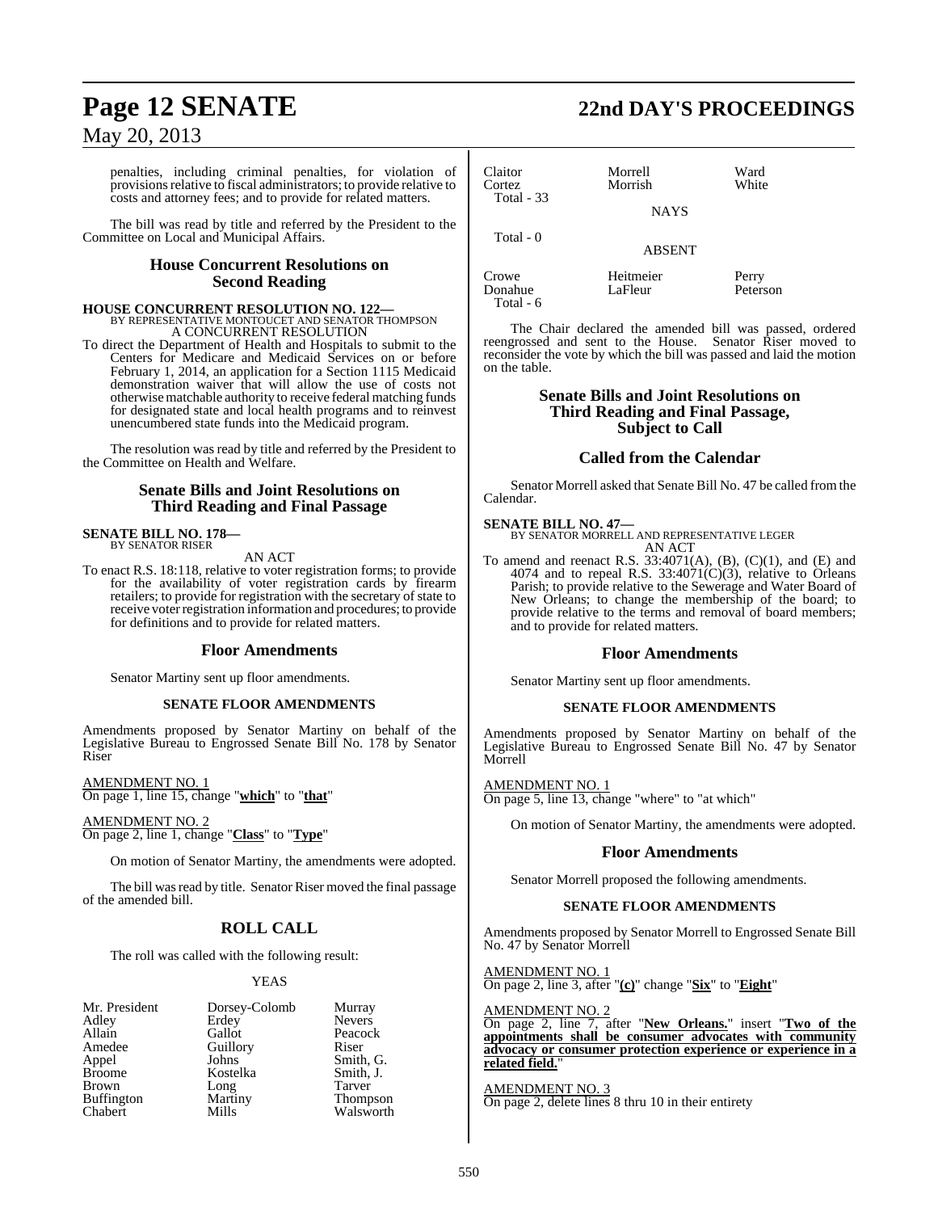penalties, including criminal penalties, for violation of provisions relative to fiscal administrators; to provide relative to costs and attorney fees; and to provide for related matters.

The bill was read by title and referred by the President to the Committee on Local and Municipal Affairs.

## House Concurrent Resolutions on Second Reading

**HOUSE CONCURRENT RESOLUTION NO. 122—**
BY REPRESENTATIVE MONTOUCET AND SENATOR THOMPSON
A CONCURRENT RESOLUTION

To direct the Department of Health and Hospitals to submit to the Centers for Medicare and Medicaid Services on or before February 1, 2014, an application for a Section 1115 Medicaid demonstration waiver that will allow the use of costs not otherwise matchable authority to receive federal matching funds for designated state and local health programs and to reinvest unencumbered state funds into the Medicaid program.

The resolution was read by title and referred by the President to the Committee on Health and Welfare.

## Senate Bills and Joint Resolutions on Third Reading and Final Passage

**SENATE BILL NO. 178—**
BY SENATOR RISER
AN ACT

To enact R.S. 18:118, relative to voter registration forms; to provide for the availability of voter registration cards by firearm retailers; to provide for registration with the secretary of state to receive voter registration information and procedures; to provide for definitions and to provide for related matters.

### Floor Amendments

Senator Martiny sent up floor amendments.

**SENATE FLOOR AMENDMENTS**

Amendments proposed by Senator Martiny on behalf of the Legislative Bureau to Engrossed Senate Bill No. 178 by Senator Riser

AMENDMENT NO. 1
On page 1, line 15, change "**which**" to "**that**"

AMENDMENT NO. 2
On page 2, line 1, change "**Class**" to "**Type**"

On motion of Senator Martiny, the amendments were adopted.

The bill was read by title. Senator Riser moved the final passage of the amended bill.

## ROLL CALL

The roll was called with the following result:

YEAS

| | | |
|---|---|---|
| Mr. President | Dorsey-Colomb | Murray |
| Adley | Erdey | Nevers |
| Allain | Gallot | Peacock |
| Amedee | Guillory | Riser |
| Appel | Johns | Smith, G. |
| Broome | Kostelka | Smith, J. |
| Brown | Long | Tarver |
| Buffington | Martiny | Thompson |
| Chabert | Mills | Walsworth |
| Claitor | Morrell | Ward |
| Cortez | Morrish | White |

Total - 33

NAYS

Total - 0

ABSENT

| | | |
|---|---|---|
| Crowe | Heitmeier | Perry |
| Donahue | LaFleur | Peterson |

Total - 6

The Chair declared the amended bill was passed, ordered reengrossed and sent to the House. Senator Riser moved to reconsider the vote by which the bill was passed and laid the motion on the table.

## Senate Bills and Joint Resolutions on Third Reading and Final Passage, Subject to Call

### Called from the Calendar

Senator Morrell asked that Senate Bill No. 47 be called from the Calendar.

**SENATE BILL NO. 47—**
BY SENATOR MORRELL AND REPRESENTATIVE LEGER
AN ACT

To amend and reenact R.S. 33:4071(A), (B), (C)(1), and (E) and 4074 and to repeal R.S. 33:4071(C)(3), relative to Orleans Parish; to provide relative to the Sewerage and Water Board of New Orleans; to change the membership of the board; to provide relative to the terms and removal of board members; and to provide for related matters.

### Floor Amendments

Senator Martiny sent up floor amendments.

**SENATE FLOOR AMENDMENTS**

Amendments proposed by Senator Martiny on behalf of the Legislative Bureau to Engrossed Senate Bill No. 47 by Senator Morrell

AMENDMENT NO. 1
On page 5, line 13, change "where" to "at which"

On motion of Senator Martiny, the amendments were adopted.

### Floor Amendments

Senator Morrell proposed the following amendments.

**SENATE FLOOR AMENDMENTS**

Amendments proposed by Senator Morrell to Engrossed Senate Bill No. 47 by Senator Morrell

AMENDMENT NO. 1
On page 2, line 3, after "**(c)**" change "**Six**" to "**Eight**"

AMENDMENT NO. 2
On page 2, line 7, after "**New Orleans.**" insert "**Two of the appointments shall be consumer advocates with community advocacy or consumer protection experience or experience in a related field.**"

AMENDMENT NO. 3
On page 2, delete lines 8 thru 10 in their entirety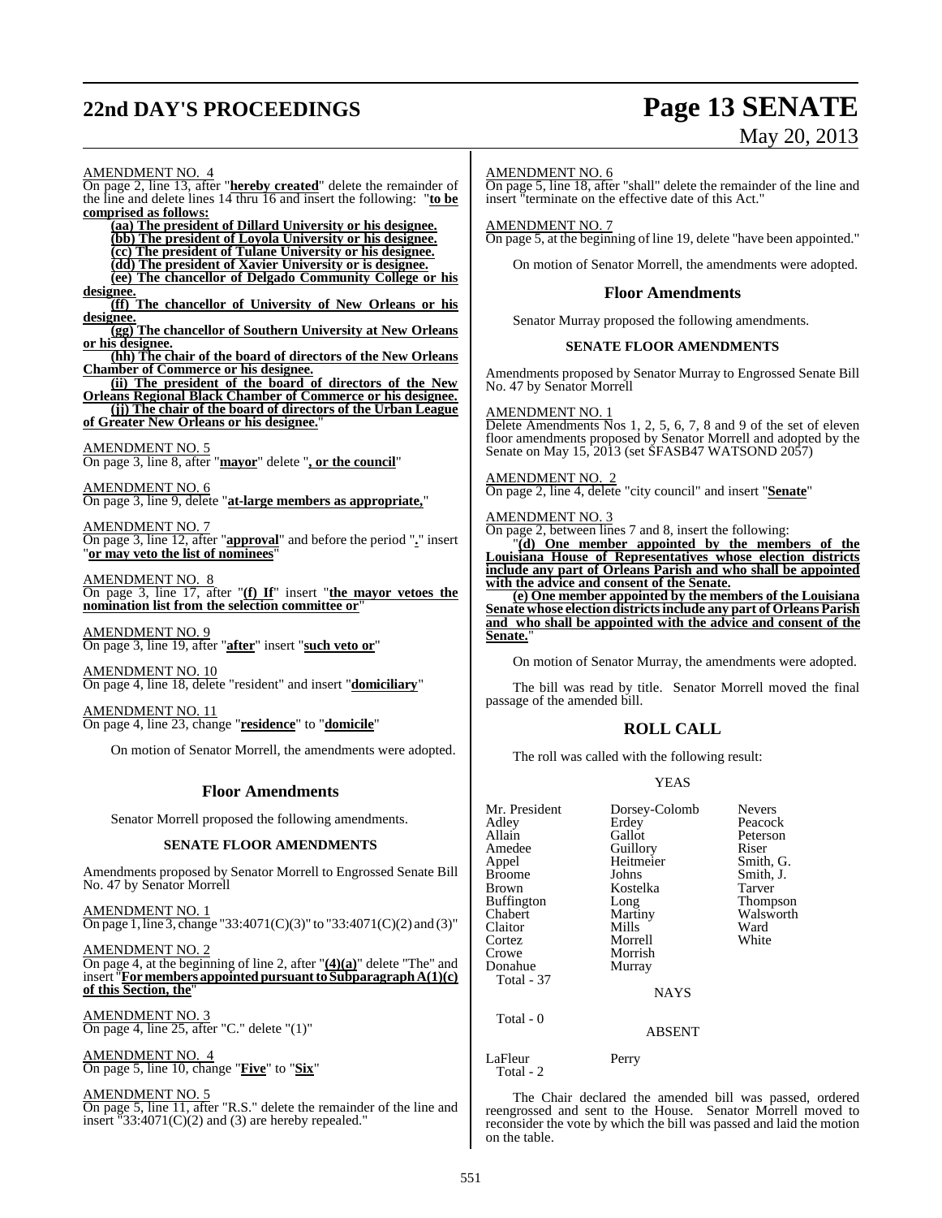AMENDMENT NO. 4

On page 2, line 13, after "**hereby created**" delete the remainder of the line and delete lines 14 thru 16 and insert the following: "**to be comprised as follows:**

**(aa) The president of Dillard University or his designee.**

**(bb) The president of Loyola University or his designee.**

**(cc) The president of Tulane University or his designee.**

**(dd) The president of Xavier University or is designee.**

**(ee) The chancellor of Delgado Community College or his designee.**

**(ff) The chancellor of University of New Orleans or his designee.**

**(gg) The chancellor of Southern University at New Orleans or his designee.**

**(hh) The chair of the board of directors of the New Orleans Chamber of Commerce or his designee.**

**(ii) The president of the board of directors of the New Orleans Regional Black Chamber of Commerce or his designee.**

**(jj) The chair of the board of directors of the Urban League of Greater New Orleans or his designee.**"

AMENDMENT NO. 5

On page 3, line 8, after "**mayor**" delete "**, or the council**"

AMENDMENT NO. 6

On page 3, line 9, delete "**at-large members as appropriate,**"

AMENDMENT NO. 7

On page 3, line 12, after "**approval**" and before the period "**.**" insert "**or may veto the list of nominees**"

AMENDMENT NO. 8

On page 3, line 17, after "**(f) If**" insert "**the mayor vetoes the nomination list from the selection committee or**"

AMENDMENT NO. 9

On page 3, line 19, after "**after**" insert "**such veto or**"

AMENDMENT NO. 10

On page 4, line 18, delete "resident" and insert "**domiciliary**"

AMENDMENT NO. 11

On page 4, line 23, change "**residence**" to "**domicile**"

On motion of Senator Morrell, the amendments were adopted.

## Floor Amendments

Senator Morrell proposed the following amendments.

### SENATE FLOOR AMENDMENTS

Amendments proposed by Senator Morrell to Engrossed Senate Bill No. 47 by Senator Morrell

AMENDMENT NO. 1

On page 1, line 3, change "33:4071(C)(3)" to "33:4071(C)(2) and (3)"

AMENDMENT NO. 2

On page 4, at the beginning of line 2, after "**(4)(a)**" delete "The" and insert "**For members appointed pursuant to Subparagraph A(1)(c) of this Section, the**"

AMENDMENT NO. 3

On page 4, line 25, after "C." delete "(1)"

AMENDMENT NO. 4

On page 5, line 10, change "**Five**" to "**Six**"

AMENDMENT NO. 5

On page 5, line 11, after "R.S." delete the remainder of the line and insert "33:4071(C)(2) and (3) are hereby repealed."

AMENDMENT NO. 6

On page 5, line 18, after "shall" delete the remainder of the line and insert "terminate on the effective date of this Act."

AMENDMENT NO. 7

On page 5, at the beginning of line 19, delete "have been appointed."

On motion of Senator Morrell, the amendments were adopted.

## Floor Amendments

Senator Murray proposed the following amendments.

### SENATE FLOOR AMENDMENTS

Amendments proposed by Senator Murray to Engrossed Senate Bill No. 47 by Senator Morrell

AMENDMENT NO. 1

Delete Amendments Nos 1, 2, 5, 6, 7, 8 and 9 of the set of eleven floor amendments proposed by Senator Morrell and adopted by the Senate on May 15, 2013 (set SFASB47 WATSOND 2057)

AMENDMENT NO. 2

On page 2, line 4, delete "city council" and insert "**Senate**"

AMENDMENT NO. 3

On page 2, between lines 7 and 8, insert the following:

"**(d) One member appointed by the members of the Louisiana House of Representatives whose election districts include any part of Orleans Parish and who shall be appointed with the advice and consent of the Senate.**

**(e) One member appointed by the members of the Louisiana Senate whose election districts include any part of Orleans Parish and who shall be appointed with the advice and consent of the Senate.**"

On motion of Senator Murray, the amendments were adopted.

The bill was read by title. Senator Morrell moved the final passage of the amended bill.

## ROLL CALL

The roll was called with the following result:

YEAS

| | | |
|---|---|---|
| Mr. President | Dorsey-Colomb | Nevers |
| Adley | Erdey | Peacock |
| Allain | Gallot | Peterson |
| Amedee | Guillory | Riser |
| Appel | Heitmeier | Smith, G. |
| Broome | Johns | Smith, J. |
| Brown | Kostelka | Tarver |
| Buffington | Long | Thompson |
| Chabert | Martiny | Walsworth |
| Claitor | Mills | Ward |
| Cortez | Morrell | White |
| Crowe | Morrish | |
| Donahue | Murray | |

Total - 37

NAYS

Total - 0

ABSENT

| | |
|---|---|
| LaFleur | Perry |

Total - 2

The Chair declared the amended bill was passed, ordered reengrossed and sent to the House. Senator Morrell moved to reconsider the vote by which the bill was passed and laid the motion on the table.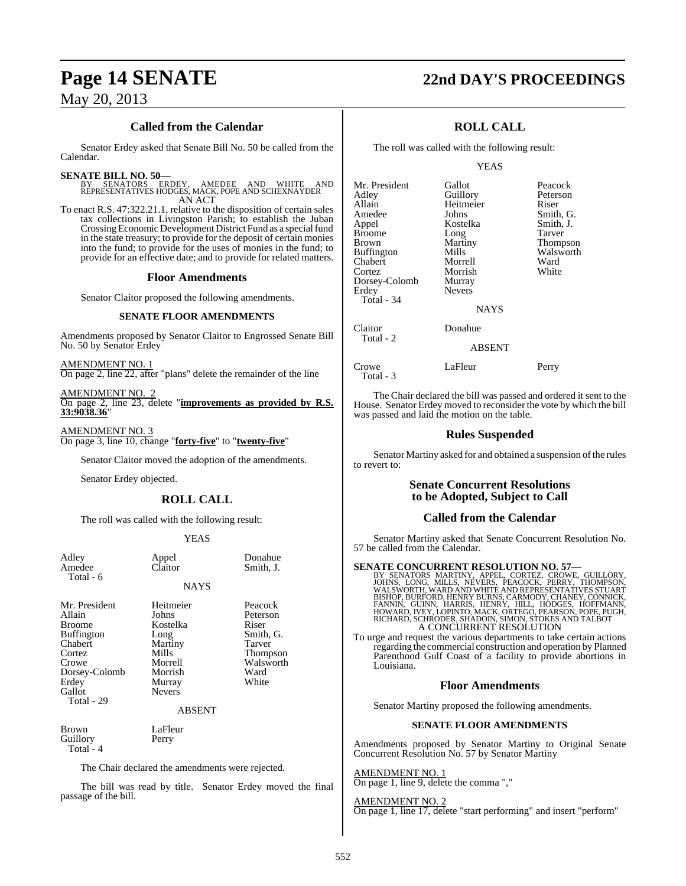## Called from the Calendar

Senator Erdey asked that Senate Bill No. 50 be called from the Calendar.

**SENATE BILL NO. 50—**

BY SENATORS ERDEY, AMEDEE AND WHITE AND REPRESENTATIVES HODGES, MACK, POPE AND SCHEXNAYDER

AN ACT

To enact R.S. 47:322.21.1, relative to the disposition of certain sales tax collections in Livingston Parish; to establish the Juban Crossing Economic Development District Fund as a special fund in the state treasury; to provide for the deposit of certain monies into the fund; to provide for the uses of monies in the fund; to provide for an effective date; and to provide for related matters.

## Floor Amendments

Senator Claitor proposed the following amendments.

### SENATE FLOOR AMENDMENTS

Amendments proposed by Senator Claitor to Engrossed Senate Bill No. 50 by Senator Erdey

AMENDMENT NO. 1

On page 2, line 22, after "plans" delete the remainder of the line

AMENDMENT NO. 2

On page 2, line 23, delete "**improvements as provided by R.S. 33:9038.36**"

AMENDMENT NO. 3

On page 3, line 10, change "**forty-five**" to "**twenty-five**"

Senator Claitor moved the adoption of the amendments.

Senator Erdey objected.

## ROLL CALL

The roll was called with the following result:

YEAS

| | | |
|---|---|---|
| Adley | Appel | Donahue |
| Amedee | Claitor | Smith, J. |
| Total - 6 | | |

NAYS

| | | |
|---|---|---|
| Mr. President | Heitmeier | Peacock |
| Allain | Johns | Peterson |
| Broome | Kostelka | Riser |
| Buffington | Long | Smith, G. |
| Chabert | Martiny | Tarver |
| Cortez | Mills | Thompson |
| Crowe | Morrell | Walsworth |
| Dorsey-Colomb | Morrish | Ward |
| Erdey | Murray | White |
| Gallot | Nevers | |
| Total - 29 | | |

ABSENT

| | |
|---|---|
| Brown | LaFleur |
| Guillory | Perry |
| Total - 4 | |

The Chair declared the amendments were rejected.

The bill was read by title. Senator Erdey moved the final passage of the bill.

## ROLL CALL

The roll was called with the following result:

YEAS

| | | |
|---|---|---|
| Mr. President | Gallot | Peacock |
| Adley | Guillory | Peterson |
| Allain | Heitmeier | Riser |
| Amedee | Johns | Smith, G. |
| Appel | Kostelka | Smith, J. |
| Broome | Long | Tarver |
| Brown | Martiny | Thompson |
| Buffington | Mills | Walsworth |
| Chabert | Morrell | Ward |
| Cortez | Morrish | White |
| Dorsey-Colomb | Murray | |
| Erdey | Nevers | |
| Total - 34 | | |

NAYS

| | |
|---|---|
| Claitor | Donahue |
| Total - 2 | |

ABSENT

| | | |
|---|---|---|
| Crowe | LaFleur | Perry |
| Total - 3 | | |

The Chair declared the bill was passed and ordered it sent to the House. Senator Erdey moved to reconsider the vote by which the bill was passed and laid the motion on the table.

## Rules Suspended

Senator Martiny asked for and obtained a suspension of the rules to revert to:

## Senate Concurrent Resolutions to be Adopted, Subject to Call

## Called from the Calendar

Senator Martiny asked that Senate Concurrent Resolution No. 57 be called from the Calendar.

**SENATE CONCURRENT RESOLUTION NO. 57—**

BY SENATORS MARTINY, APPEL, CORTEZ, CROWE, GUILLORY, JOHNS, LONG, MILLS, NEVERS, PEACOCK, PERRY, THOMPSON, WALSWORTH, WARD AND WHITE AND REPRESENTATIVES STUART BISHOP, BURFORD, HENRY BURNS, CARMODY, CHANEY, CONNICK, FANNIN, GUINN, HARRIS, HENRY, HILL, HODGES, HOFFMANN, HOWARD, IVEY, LOPINTO, MACK, ORTEGO, PEARSON, POPE, PUGH, RICHARD, SCHRODER, SHADOIN, SIMON, STOKES AND TALBOT

A CONCURRENT RESOLUTION

To urge and request the various departments to take certain actions regarding the commercial construction and operation by Planned Parenthood Gulf Coast of a facility to provide abortions in Louisiana.

## Floor Amendments

Senator Martiny proposed the following amendments.

### SENATE FLOOR AMENDMENTS

Amendments proposed by Senator Martiny to Original Senate Concurrent Resolution No. 57 by Senator Martiny

AMENDMENT NO. 1

On page 1, line 9, delete the comma ","

AMENDMENT NO. 2

On page 1, line 17, delete "start performing" and insert "perform"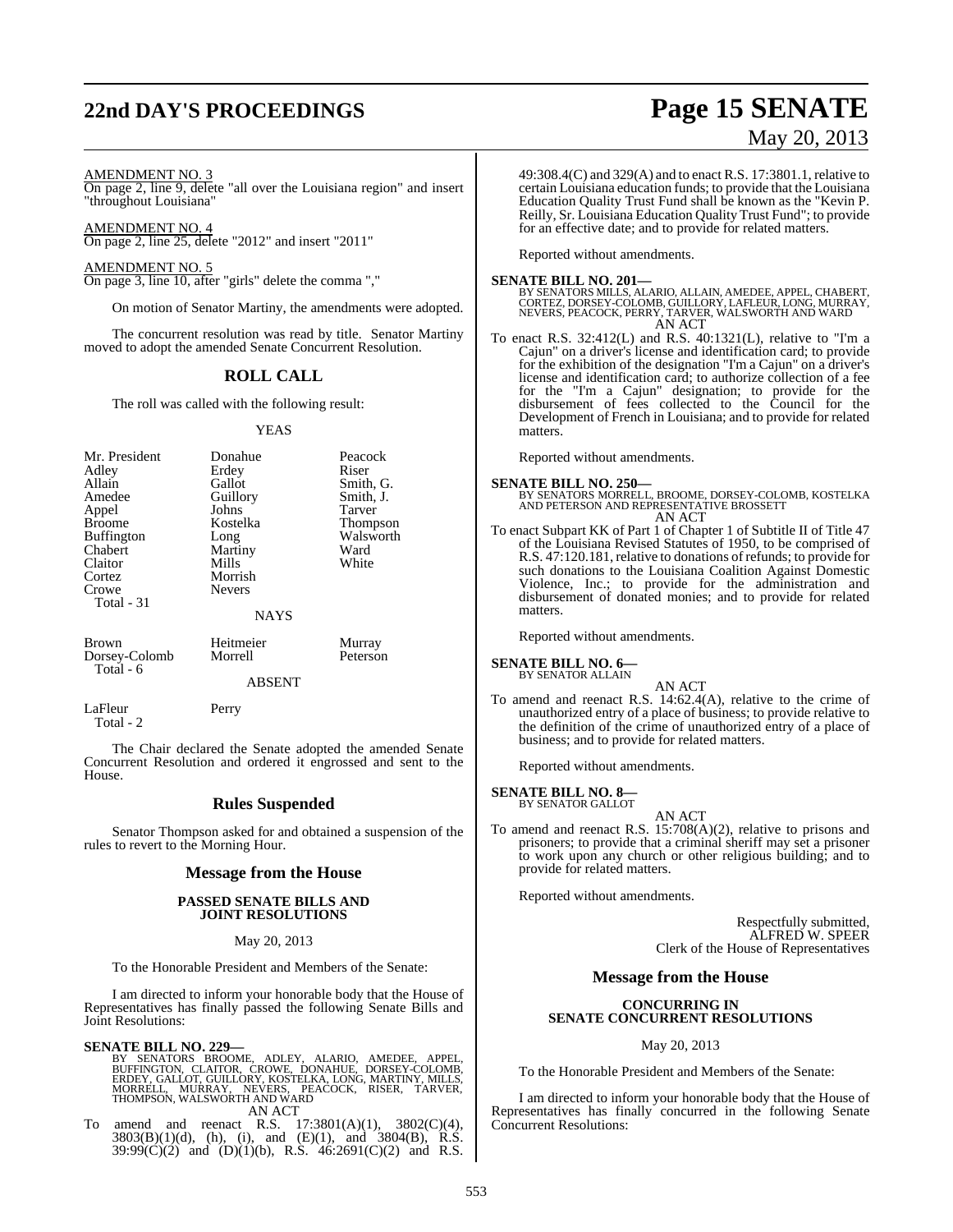AMENDMENT NO. 3

On page 2, line 9, delete "all over the Louisiana region" and insert "throughout Louisiana"

AMENDMENT NO. 4

On page 2, line 25, delete "2012" and insert "2011"

AMENDMENT NO. 5

On page 3, line 10, after "girls" delete the comma ","

On motion of Senator Martiny, the amendments were adopted.

The concurrent resolution was read by title. Senator Martiny moved to adopt the amended Senate Concurrent Resolution.

## ROLL CALL

The roll was called with the following result:

YEAS

| | | |
|---|---|---|
| Mr. President | Donahue | Peacock |
| Adley | Erdey | Riser |
| Allain | Gallot | Smith, G. |
| Amedee | Guillory | Smith, J. |
| Appel | Johns | Tarver |
| Broome | Kostelka | Thompson |
| Buffington | Long | Walsworth |
| Chabert | Martiny | Ward |
| Claitor | Mills | White |
| Cortez | Morrish | |
| Crowe | Nevers | |
| Total - 31 | | |

NAYS

| | | |
|---|---|---|
| Brown | Heitmeier | Murray |
| Dorsey-Colomb | Morrell | Peterson |
| Total - 6 | | |

ABSENT

| | |
|---|---|
| LaFleur | Perry |
| Total - 2 | |

The Chair declared the Senate adopted the amended Senate Concurrent Resolution and ordered it engrossed and sent to the House.

## Rules Suspended

Senator Thompson asked for and obtained a suspension of the rules to revert to the Morning Hour.

## Message from the House

### PASSED SENATE BILLS AND JOINT RESOLUTIONS

May 20, 2013

To the Honorable President and Members of the Senate:

I am directed to inform your honorable body that the House of Representatives has finally passed the following Senate Bills and Joint Resolutions:

**SENATE BILL NO. 229—**
BY SENATORS BROOME, ADLEY, ALARIO, AMEDEE, APPEL, BUFFINGTON, CLAITOR, CROWE, DONAHUE, DORSEY-COLOMB, ERDEY, GALLOT, GUILLORY, KOSTELKA, LONG, MARTINY, MILLS, MORRELL, MURRAY, NEVERS, PEACOCK, RISER, TARVER, THOMPSON, WALSWORTH AND WARD
AN ACT

To amend and reenact R.S. 17:3801(A)(1), 3802(C)(4), 3803(B)(1)(d), (h), (i), and (E)(1), and 3804(B), R.S. 39:99(C)(2) and (D)(1)(b), R.S. 46:2691(C)(2) and R.S. 49:308.4(C) and 329(A) and to enact R.S. 17:3801.1, relative to certain Louisiana education funds; to provide that the Louisiana Education Quality Trust Fund shall be known as the "Kevin P. Reilly, Sr. Louisiana Education Quality Trust Fund"; to provide for an effective date; and to provide for related matters.

Reported without amendments.

**SENATE BILL NO. 201—**
BY SENATORS MILLS, ALARIO, ALLAIN, AMEDEE, APPEL, CHABERT, CORTEZ, DORSEY-COLOMB, GUILLORY, LAFLEUR, LONG, MURRAY, NEVERS, PEACOCK, PERRY, TARVER, WALSWORTH AND WARD
AN ACT

To enact R.S. 32:412(L) and R.S. 40:1321(L), relative to "I'm a Cajun" on a driver's license and identification card; to provide for the exhibition of the designation "I'm a Cajun" on a driver's license and identification card; to authorize collection of a fee for the "I'm a Cajun" designation; to provide for the disbursement of fees collected to the Council for the Development of French in Louisiana; and to provide for related matters.

Reported without amendments.

**SENATE BILL NO. 250—**
BY SENATORS MORRELL, BROOME, DORSEY-COLOMB, KOSTELKA AND PETERSON AND REPRESENTATIVE BROSSETT
AN ACT

To enact Subpart KK of Part 1 of Chapter 1 of Subtitle II of Title 47 of the Louisiana Revised Statutes of 1950, to be comprised of R.S. 47:120.181, relative to donations of refunds; to provide for such donations to the Louisiana Coalition Against Domestic Violence, Inc.; to provide for the administration and disbursement of donated monies; and to provide for related matters.

Reported without amendments.

**SENATE BILL NO. 6—**
BY SENATOR ALLAIN
AN ACT

To amend and reenact R.S. 14:62.4(A), relative to the crime of unauthorized entry of a place of business; to provide relative to the definition of the crime of unauthorized entry of a place of business; and to provide for related matters.

Reported without amendments.

**SENATE BILL NO. 8—**
BY SENATOR GALLOT
AN ACT

To amend and reenact R.S. 15:708(A)(2), relative to prisons and prisoners; to provide that a criminal sheriff may set a prisoner to work upon any church or other religious building; and to provide for related matters.

Reported without amendments.

Respectfully submitted,
ALFRED W. SPEER
Clerk of the House of Representatives

## Message from the House

### CONCURRING IN SENATE CONCURRENT RESOLUTIONS

May 20, 2013

To the Honorable President and Members of the Senate:

I am directed to inform your honorable body that the House of Representatives has finally concurred in the following Senate Concurrent Resolutions: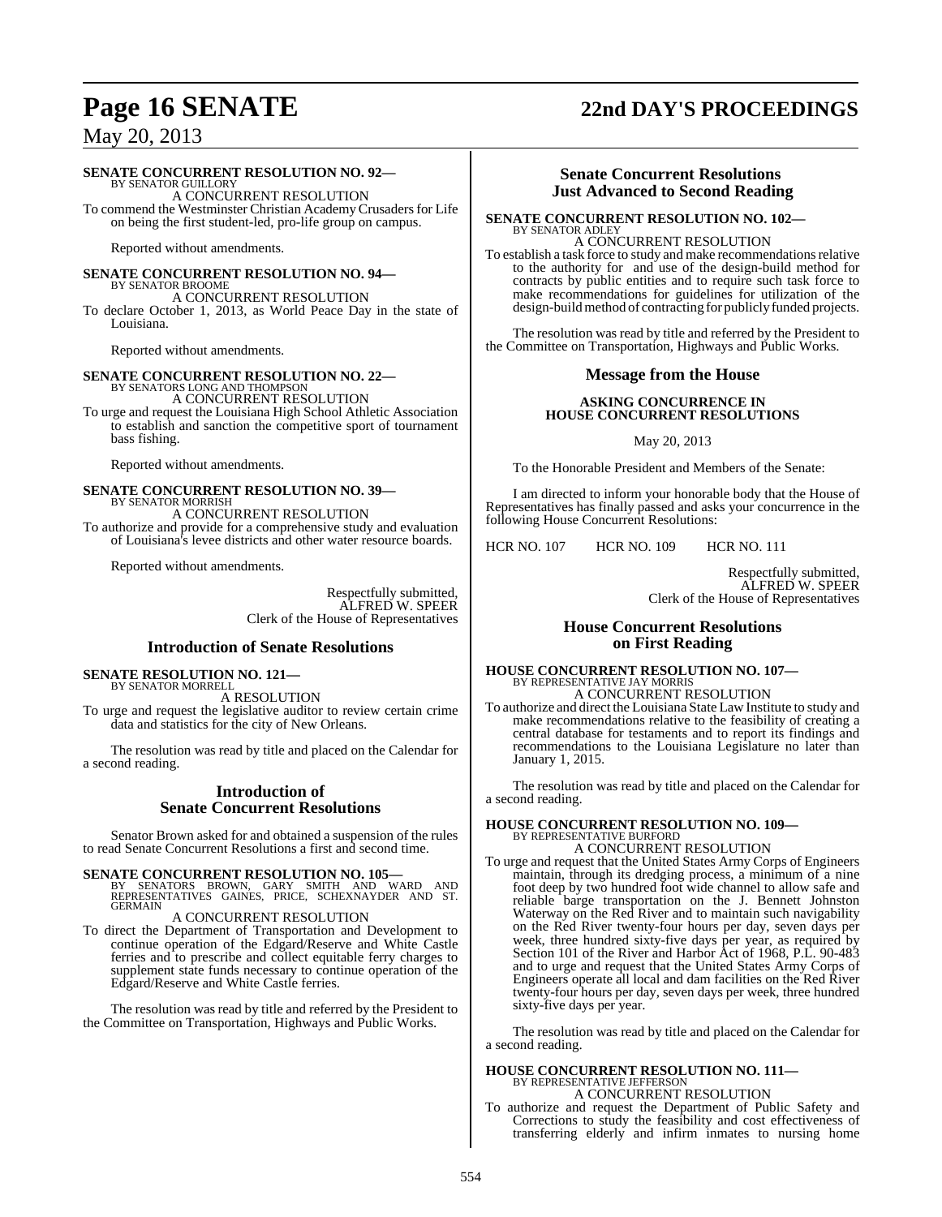**SENATE CONCURRENT RESOLUTION NO. 92—**
BY SENATOR GUILLORY
A CONCURRENT RESOLUTION
To commend the Westminster Christian Academy Crusaders for Life on being the first student-led, pro-life group on campus.

Reported without amendments.

**SENATE CONCURRENT RESOLUTION NO. 94—**
BY SENATOR BROOME
A CONCURRENT RESOLUTION
To declare October 1, 2013, as World Peace Day in the state of Louisiana.

Reported without amendments.

**SENATE CONCURRENT RESOLUTION NO. 22—**
BY SENATORS LONG AND THOMPSON
A CONCURRENT RESOLUTION
To urge and request the Louisiana High School Athletic Association to establish and sanction the competitive sport of tournament bass fishing.

Reported without amendments.

**SENATE CONCURRENT RESOLUTION NO. 39—**
BY SENATOR MORRISH
A CONCURRENT RESOLUTION
To authorize and provide for a comprehensive study and evaluation of Louisiana's levee districts and other water resource boards.

Reported without amendments.

Respectfully submitted,
ALFRED W. SPEER
Clerk of the House of Representatives

## Introduction of Senate Resolutions

**SENATE RESOLUTION NO. 121—**
BY SENATOR MORRELL
A RESOLUTION
To urge and request the legislative auditor to review certain crime data and statistics for the city of New Orleans.

The resolution was read by title and placed on the Calendar for a second reading.

## Introduction of Senate Concurrent Resolutions

Senator Brown asked for and obtained a suspension of the rules to read Senate Concurrent Resolutions a first and second time.

**SENATE CONCURRENT RESOLUTION NO. 105—**
BY SENATORS BROWN, GARY SMITH AND WARD AND REPRESENTATIVES GAINES, PRICE, SCHEXNAYDER AND ST. GERMAIN
A CONCURRENT RESOLUTION
To direct the Department of Transportation and Development to continue operation of the Edgard/Reserve and White Castle ferries and to prescribe and collect equitable ferry charges to supplement state funds necessary to continue operation of the Edgard/Reserve and White Castle ferries.

The resolution was read by title and referred by the President to the Committee on Transportation, Highways and Public Works.

## Senate Concurrent Resolutions Just Advanced to Second Reading

**SENATE CONCURRENT RESOLUTION NO. 102—**
BY SENATOR ADLEY
A CONCURRENT RESOLUTION
To establish a task force to study and make recommendations relative to the authority for and use of the design-build method for contracts by public entities and to require such task force to make recommendations for guidelines for utilization of the design-build method of contracting for publicly funded projects.

The resolution was read by title and referred by the President to the Committee on Transportation, Highways and Public Works.

## Message from the House

**ASKING CONCURRENCE IN HOUSE CONCURRENT RESOLUTIONS**

May 20, 2013

To the Honorable President and Members of the Senate:

I am directed to inform your honorable body that the House of Representatives has finally passed and asks your concurrence in the following House Concurrent Resolutions:

HCR NO. 107 HCR NO. 109 HCR NO. 111

Respectfully submitted,
ALFRED W. SPEER
Clerk of the House of Representatives

## House Concurrent Resolutions on First Reading

**HOUSE CONCURRENT RESOLUTION NO. 107—**
BY REPRESENTATIVE JAY MORRIS
A CONCURRENT RESOLUTION
To authorize and direct the Louisiana State Law Institute to study and make recommendations relative to the feasibility of creating a central database for testaments and to report its findings and recommendations to the Louisiana Legislature no later than January 1, 2015.

The resolution was read by title and placed on the Calendar for a second reading.

**HOUSE CONCURRENT RESOLUTION NO. 109—**
BY REPRESENTATIVE BURFORD
A CONCURRENT RESOLUTION
To urge and request that the United States Army Corps of Engineers maintain, through its dredging process, a minimum of a nine foot deep by two hundred foot wide channel to allow safe and reliable barge transportation on the J. Bennett Johnston Waterway on the Red River and to maintain such navigability on the Red River twenty-four hours per day, seven days per week, three hundred sixty-five days per year, as required by Section 101 of the River and Harbor Act of 1968, P.L. 90-483 and to urge and request that the United States Army Corps of Engineers operate all local and dam facilities on the Red River twenty-four hours per day, seven days per week, three hundred sixty-five days per year.

The resolution was read by title and placed on the Calendar for a second reading.

**HOUSE CONCURRENT RESOLUTION NO. 111—**
BY REPRESENTATIVE JEFFERSON
A CONCURRENT RESOLUTION
To authorize and request the Department of Public Safety and Corrections to study the feasibility and cost effectiveness of transferring elderly and infirm inmates to nursing home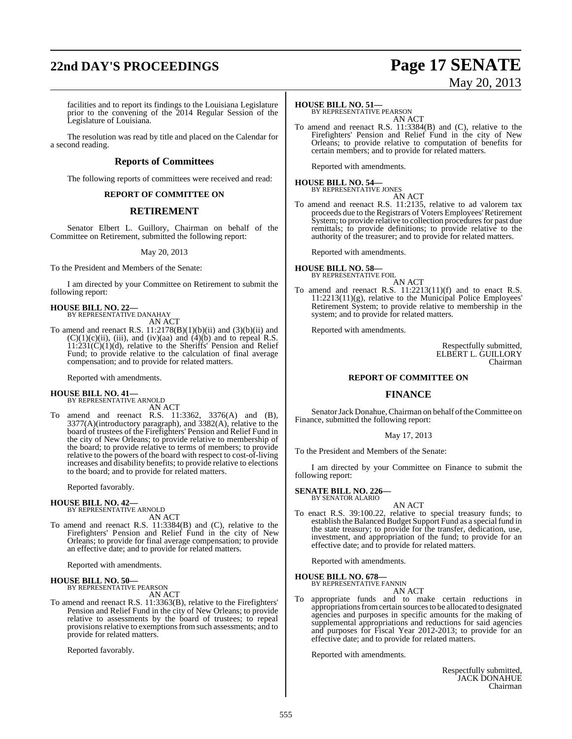facilities and to report its findings to the Louisiana Legislature prior to the convening of the 2014 Regular Session of the Legislature of Louisiana.

The resolution was read by title and placed on the Calendar for a second reading.

## Reports of Committees

The following reports of committees were received and read:

### REPORT OF COMMITTEE ON

## RETIREMENT

Senator Elbert L. Guillory, Chairman on behalf of the Committee on Retirement, submitted the following report:

May 20, 2013

To the President and Members of the Senate:

I am directed by your Committee on Retirement to submit the following report:

**HOUSE BILL NO. 22—**
BY REPRESENTATIVE DANAHAY
AN ACT

To amend and reenact R.S. 11:2178(B)(1)(b)(ii) and (3)(b)(ii) and (C)(1)(c)(ii), (iii), and (iv)(aa) and (4)(b) and to repeal R.S. 11:231(C)(1)(d), relative to the Sheriffs' Pension and Relief Fund; to provide relative to the calculation of final average compensation; and to provide for related matters.

Reported with amendments.

**HOUSE BILL NO. 41—**
BY REPRESENTATIVE ARNOLD
AN ACT

To amend and reenact R.S. 11:3362, 3376(A) and (B), 3377(A)(introductory paragraph), and 3382(A), relative to the board of trustees of the Firefighters' Pension and Relief Fund in the city of New Orleans; to provide relative to membership of the board; to provide relative to terms of members; to provide relative to the powers of the board with respect to cost-of-living increases and disability benefits; to provide relative to elections to the board; and to provide for related matters.

Reported favorably.

**HOUSE BILL NO. 42—**
BY REPRESENTATIVE ARNOLD
AN ACT

To amend and reenact R.S. 11:3384(B) and (C), relative to the Firefighters' Pension and Relief Fund in the city of New Orleans; to provide for final average compensation; to provide an effective date; and to provide for related matters.

Reported with amendments.

**HOUSE BILL NO. 50—**
BY REPRESENTATIVE PEARSON
AN ACT

To amend and reenact R.S. 11:3363(B), relative to the Firefighters' Pension and Relief Fund in the city of New Orleans; to provide relative to assessments by the board of trustees; to repeal provisions relative to exemptions from such assessments; and to provide for related matters.

Reported favorably.

**HOUSE BILL NO. 51—**
BY REPRESENTATIVE PEARSON
AN ACT

To amend and reenact R.S. 11:3384(B) and (C), relative to the Firefighters' Pension and Relief Fund in the city of New Orleans; to provide relative to computation of benefits for certain members; and to provide for related matters.

Reported with amendments.

**HOUSE BILL NO. 54—**
BY REPRESENTATIVE JONES
AN ACT

To amend and reenact R.S. 11:2135, relative to ad valorem tax proceeds due to the Registrars of Voters Employees' Retirement System; to provide relative to collection procedures for past due remittals; to provide definitions; to provide relative to the authority of the treasurer; and to provide for related matters.

Reported with amendments.

**HOUSE BILL NO. 58—**
BY REPRESENTATIVE FOIL
AN ACT

To amend and reenact R.S. 11:2213(11)(f) and to enact R.S. 11:2213(11)(g), relative to the Municipal Police Employees' Retirement System; to provide relative to membership in the system; and to provide for related matters.

Reported with amendments.

Respectfully submitted,
ELBERT L. GUILLORY
Chairman

### REPORT OF COMMITTEE ON

## FINANCE

Senator Jack Donahue, Chairman on behalf of the Committee on Finance, submitted the following report:

May 17, 2013

To the President and Members of the Senate:

I am directed by your Committee on Finance to submit the following report:

**SENATE BILL NO. 226—**
BY SENATOR ALARIO
AN ACT

To enact R.S. 39:100.22, relative to special treasury funds; to establish the Balanced Budget Support Fund as a special fund in the state treasury; to provide for the transfer, dedication, use, investment, and appropriation of the fund; to provide for an effective date; and to provide for related matters.

Reported with amendments.

**HOUSE BILL NO. 678—**
BY REPRESENTATIVE FANNIN
AN ACT

To appropriate funds and to make certain reductions in appropriations from certain sources to be allocated to designated agencies and purposes in specific amounts for the making of supplemental appropriations and reductions for said agencies and purposes for Fiscal Year 2012-2013; to provide for an effective date; and to provide for related matters.

Reported with amendments.

Respectfully submitted,
JACK DONAHUE
Chairman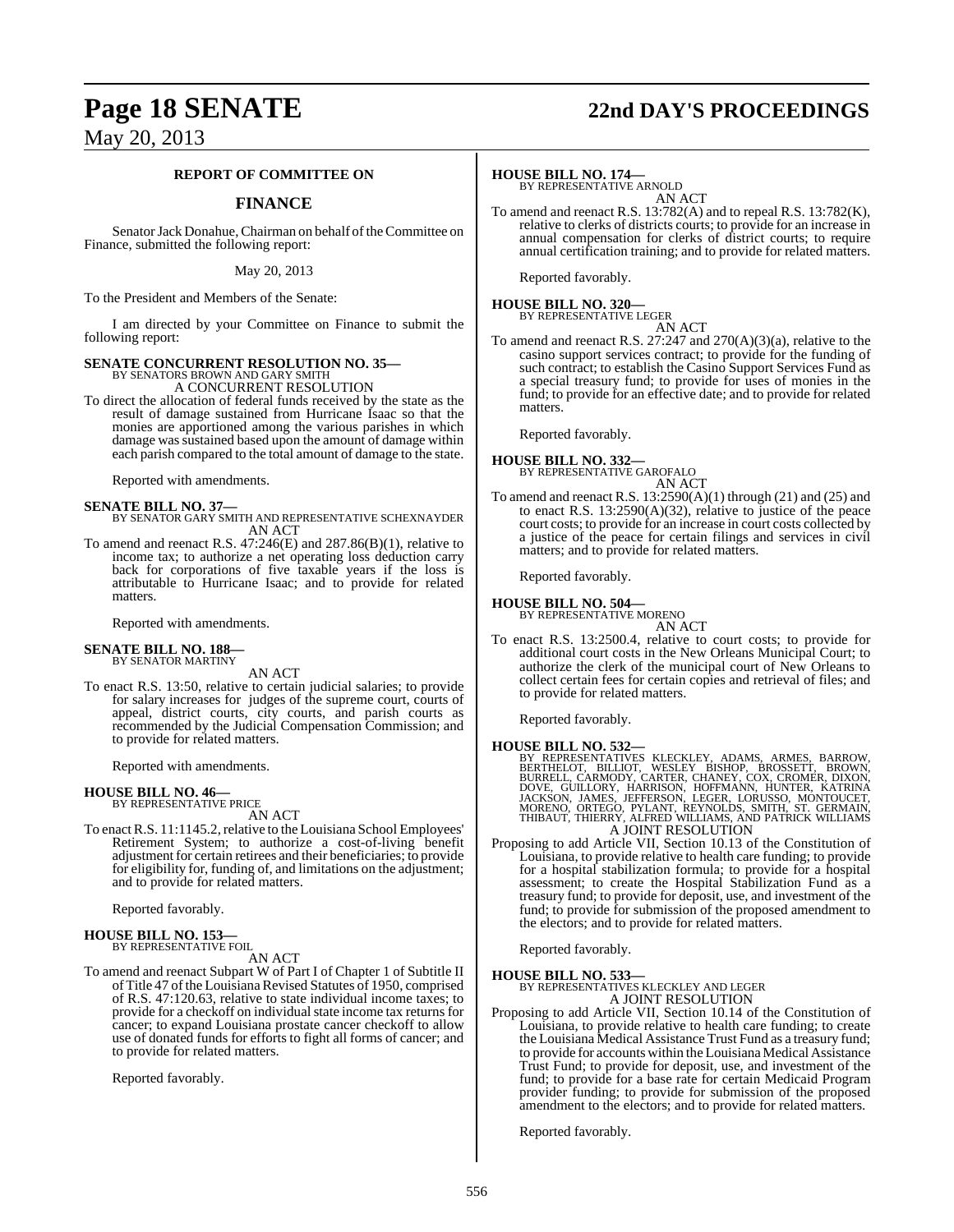**REPORT OF COMMITTEE ON**

## FINANCE

Senator Jack Donahue, Chairman on behalf of the Committee on Finance, submitted the following report:

May 20, 2013

To the President and Members of the Senate:

I am directed by your Committee on Finance to submit the following report:

**SENATE CONCURRENT RESOLUTION NO. 35—**
BY SENATORS BROWN AND GARY SMITH
A CONCURRENT RESOLUTION

To direct the allocation of federal funds received by the state as the result of damage sustained from Hurricane Isaac so that the monies are apportioned among the various parishes in which damage was sustained based upon the amount of damage within each parish compared to the total amount of damage to the state.

Reported with amendments.

**SENATE BILL NO. 37—**
BY SENATOR GARY SMITH AND REPRESENTATIVE SCHEXNAYDER
AN ACT

To amend and reenact R.S. 47:246(E) and 287.86(B)(1), relative to income tax; to authorize a net operating loss deduction carry back for corporations of five taxable years if the loss is attributable to Hurricane Isaac; and to provide for related matters.

Reported with amendments.

**SENATE BILL NO. 188—**
BY SENATOR MARTINY
AN ACT

To enact R.S. 13:50, relative to certain judicial salaries; to provide for salary increases for judges of the supreme court, courts of appeal, district courts, city courts, and parish courts as recommended by the Judicial Compensation Commission; and to provide for related matters.

Reported with amendments.

**HOUSE BILL NO. 46—**
BY REPRESENTATIVE PRICE
AN ACT

To enact R.S. 11:1145.2, relative to the Louisiana School Employees' Retirement System; to authorize a cost-of-living benefit adjustment for certain retirees and their beneficiaries; to provide for eligibility for, funding of, and limitations on the adjustment; and to provide for related matters.

Reported favorably.

**HOUSE BILL NO. 153—**
BY REPRESENTATIVE FOIL
AN ACT

To amend and reenact Subpart W of Part I of Chapter 1 of Subtitle II of Title 47 of the Louisiana Revised Statutes of 1950, comprised of R.S. 47:120.63, relative to state individual income taxes; to provide for a checkoff on individual state income tax returns for cancer; to expand Louisiana prostate cancer checkoff to allow use of donated funds for efforts to fight all forms of cancer; and to provide for related matters.

Reported favorably.

**HOUSE BILL NO. 174—**
BY REPRESENTATIVE ARNOLD
AN ACT

To amend and reenact R.S. 13:782(A) and to repeal R.S. 13:782(K), relative to clerks of districts courts; to provide for an increase in annual compensation for clerks of district courts; to require annual certification training; and to provide for related matters.

Reported favorably.

**HOUSE BILL NO. 320—**
BY REPRESENTATIVE LEGER
AN ACT

To amend and reenact R.S. 27:247 and 270(A)(3)(a), relative to the casino support services contract; to provide for the funding of such contract; to establish the Casino Support Services Fund as a special treasury fund; to provide for uses of monies in the fund; to provide for an effective date; and to provide for related matters.

Reported favorably.

**HOUSE BILL NO. 332—**
BY REPRESENTATIVE GAROFALO
AN ACT

To amend and reenact R.S. 13:2590(A)(1) through (21) and (25) and to enact R.S. 13:2590(A)(32), relative to justice of the peace court costs; to provide for an increase in court costs collected by a justice of the peace for certain filings and services in civil matters; and to provide for related matters.

Reported favorably.

**HOUSE BILL NO. 504—**
BY REPRESENTATIVE MORENO
AN ACT

To enact R.S. 13:2500.4, relative to court costs; to provide for additional court costs in the New Orleans Municipal Court; to authorize the clerk of the municipal court of New Orleans to collect certain fees for certain copies and retrieval of files; and to provide for related matters.

Reported favorably.

**HOUSE BILL NO. 532—**
BY REPRESENTATIVES KLECKLEY, ADAMS, ARMES, BARROW, BERTHELOT, BILLIOT, WESLEY BISHOP, BROSSETT, BROWN, BURRELL, CARMODY, CARTER, CHANEY, COX, CROMER, DIXON, DOVE, GUILLORY, HARRISON, HOFFMANN, HUNTER, KATRINA JACKSON, JAMES, JEFFERSON, LEGER, LORUSSO, MONTOUCET, MORENO, ORTEGO, PYLANT, REYNOLDS, SMITH, ST. GERMAIN, THIBAUT, THIERRY, ALFRED WILLIAMS, AND PATRICK WILLIAMS
A JOINT RESOLUTION

Proposing to add Article VII, Section 10.13 of the Constitution of Louisiana, to provide relative to health care funding; to provide for a hospital stabilization formula; to provide for a hospital assessment; to create the Hospital Stabilization Fund as a treasury fund; to provide for deposit, use, and investment of the fund; to provide for submission of the proposed amendment to the electors; and to provide for related matters.

Reported favorably.

**HOUSE BILL NO. 533—**
BY REPRESENTATIVES KLECKLEY AND LEGER
A JOINT RESOLUTION

Proposing to add Article VII, Section 10.14 of the Constitution of Louisiana, to provide relative to health care funding; to create the Louisiana Medical Assistance Trust Fund as a treasury fund; to provide for accounts within the Louisiana Medical Assistance Trust Fund; to provide for deposit, use, and investment of the fund; to provide for a base rate for certain Medicaid Program provider funding; to provide for submission of the proposed amendment to the electors; and to provide for related matters.

Reported favorably.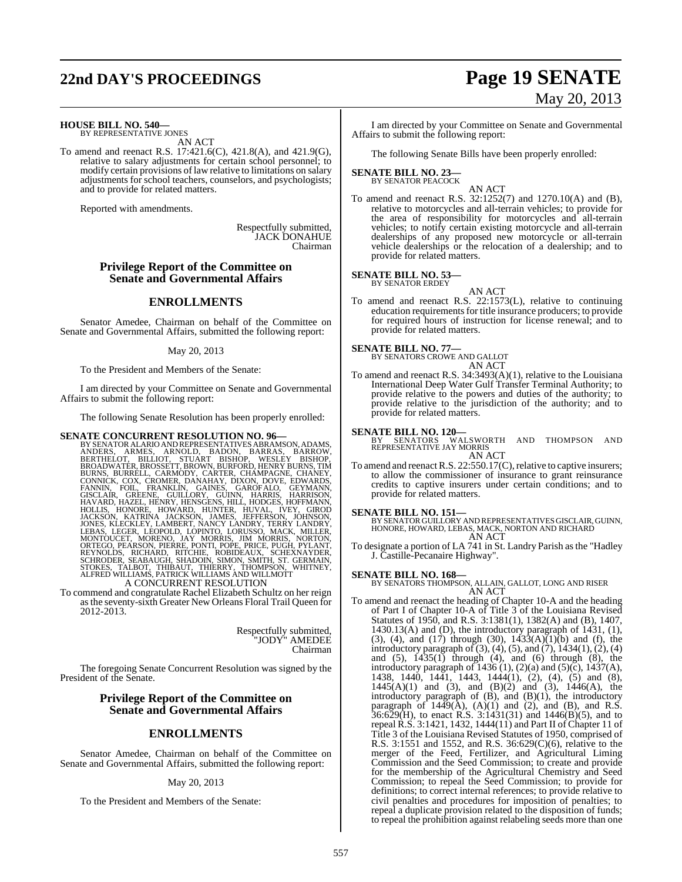**HOUSE BILL NO. 540—**
BY REPRESENTATIVE JONES
AN ACT

To amend and reenact R.S. 17:421.6(C), 421.8(A), and 421.9(G), relative to salary adjustments for certain school personnel; to modify certain provisions of law relative to limitations on salary adjustments for school teachers, counselors, and psychologists; and to provide for related matters.

Reported with amendments.

Respectfully submitted,
JACK DONAHUE
Chairman

## Privilege Report of the Committee on Senate and Governmental Affairs

## ENROLLMENTS

Senator Amedee, Chairman on behalf of the Committee on Senate and Governmental Affairs, submitted the following report:

May 20, 2013

To the President and Members of the Senate:

I am directed by your Committee on Senate and Governmental Affairs to submit the following report:

The following Senate Resolution has been properly enrolled:

**SENATE CONCURRENT RESOLUTION NO. 96—**
BY SENATOR ALARIO AND REPRESENTATIVES ABRAMSON, ADAMS, ANDERS, ARMES, ARNOLD, BADON, BARRAS, BARROW, BERTHELOT, BILLIOT, STUART BISHOP, WESLEY BISHOP, BROADWATER, BROSSETT, BROWN, BURFORD, HENRY BURNS, TIM BURNS, BURRELL, CARMODY, CARTER, CHAMPAGNE, CHANEY, CONNICK, COX, CROMER, DANAHAY, DIXON, DOVE, EDWARDS, FANNIN, FOIL, FRANKLIN, GAINES, GAROFALO, GEYMANN, GISCLAIR, GREENE, GUILLORY, GUINN, HARRIS, HARRISON, HAVARD, HAZEL, HENRY, HENSGENS, HILL, HODGES, HOFFMANN, HOLLIS, HONORE, HOWARD, HUNTER, HUVAL, IVEY, GIROD JACKSON, KATRINA JACKSON, JAMES, JEFFERSON, JOHNSON, JONES, KLECKLEY, LAMBERT, NANCY LANDRY, TERRY LANDRY, LEBAS, LEGER, LEOPOLD, LOPINTO, LORUSSO, MACK, MILLER, MONTOUCET, MORENO, JAY MORRIS, JIM MORRIS, NORTON, ORTEGO, PEARSON, PIERRE, PONTI, POPE, PRICE, PUGH, PYLANT, REYNOLDS, RICHARD, RITCHIE, ROBIDEAUX, SCHEXNAYDER, SCHRODER, SEABAUGH, SHADOIN, SIMON, SMITH, ST. GERMAIN, STOKES, TALBOT, THIBAUT, THIERRY, THOMPSON, WHITNEY, ALFRED WILLIAMS, PATRICK WILLIAMS AND WILLMOTT
A CONCURRENT RESOLUTION

To commend and congratulate Rachel Elizabeth Schultz on her reign as the seventy-sixth Greater New Orleans Floral Trail Queen for 2012-2013.

Respectfully submitted,
"JODY" AMEDEE
Chairman

The foregoing Senate Concurrent Resolution was signed by the President of the Senate.

## Privilege Report of the Committee on Senate and Governmental Affairs

## ENROLLMENTS

Senator Amedee, Chairman on behalf of the Committee on Senate and Governmental Affairs, submitted the following report:

May 20, 2013

To the President and Members of the Senate:

I am directed by your Committee on Senate and Governmental Affairs to submit the following report:

The following Senate Bills have been properly enrolled:

**SENATE BILL NO. 23—**
BY SENATOR PEACOCK
AN ACT

To amend and reenact R.S. 32:1252(7) and 1270.10(A) and (B), relative to motorcycles and all-terrain vehicles; to provide for the area of responsibility for motorcycles and all-terrain vehicles; to notify certain existing motorcycle and all-terrain dealerships of any proposed new motorcycle or all-terrain vehicle dealerships or the relocation of a dealership; and to provide for related matters.

**SENATE BILL NO. 53—**
BY SENATOR ERDEY
AN ACT

To amend and reenact R.S. 22:1573(L), relative to continuing education requirements for title insurance producers; to provide for required hours of instruction for license renewal; and to provide for related matters.

**SENATE BILL NO. 77—**
BY SENATORS CROWE AND GALLOT
AN ACT

To amend and reenact R.S. 34:3493(A)(1), relative to the Louisiana International Deep Water Gulf Transfer Terminal Authority; to provide relative to the powers and duties of the authority; to provide relative to the jurisdiction of the authority; and to provide for related matters.

**SENATE BILL NO. 120—**
BY SENATORS WALSWORTH AND THOMPSON AND REPRESENTATIVE JAY MORRIS
AN ACT

To amend and reenact R.S. 22:550.17(C), relative to captive insurers; to allow the commissioner of insurance to grant reinsurance credits to captive insurers under certain conditions; and to provide for related matters.

**SENATE BILL NO. 151—**
BY SENATOR GUILLORY AND REPRESENTATIVES GISCLAIR, GUINN, HONORE, HOWARD, LEBAS, MACK, NORTON AND RICHARD
AN ACT

To designate a portion of LA 741 in St. Landry Parish as the "Hadley J. Castille-Pecanaire Highway".

**SENATE BILL NO. 168—**
BY SENATORS THOMPSON, ALLAIN, GALLOT, LONG AND RISER
AN ACT

To amend and reenact the heading of Chapter 10-A and the heading of Part I of Chapter 10-A of Title 3 of the Louisiana Revised Statutes of 1950, and R.S. 3:1381(1), 1382(A) and (B), 1407, 1430.13(A) and (D), the introductory paragraph of 1431, (1), (3), (4), and (17) through (30), 1433(A)(1)(b) and (f), the introductory paragraph of (3), (4), (5), and (7), 1434(1), (2), (4) and (5), 1435(1) through (4), and (6) through (8), the introductory paragraph of 1436 (1), (2)(a) and (5)(c), 1437(A), 1438, 1440, 1441, 1443, 1444(1), (2), (4), (5) and (8), 1445(A)(1) and (3), and (B)(2) and (3), 1446(A), the introductory paragraph of (B), and (B)(1), the introductory paragraph of 1449(A), (A)(1) and (2), and (B), and R.S. 36:629(H), to enact R.S. 3:1431(31) and 1446(B)(5), and to repeal R.S. 3:1421, 1432, 1444(11) and Part II of Chapter 11 of Title 3 of the Louisiana Revised Statutes of 1950, comprised of R.S. 3:1551 and 1552, and R.S. 36:629(C)(6), relative to the merger of the Feed, Fertilizer, and Agricultural Liming Commission and the Seed Commission; to create and provide for the membership of the Agricultural Chemistry and Seed Commission; to repeal the Seed Commission; to provide for definitions; to correct internal references; to provide relative to civil penalties and procedures for imposition of penalties; to repeal a duplicate provision related to the disposition of funds; to repeal the prohibition against relabeling seeds more than one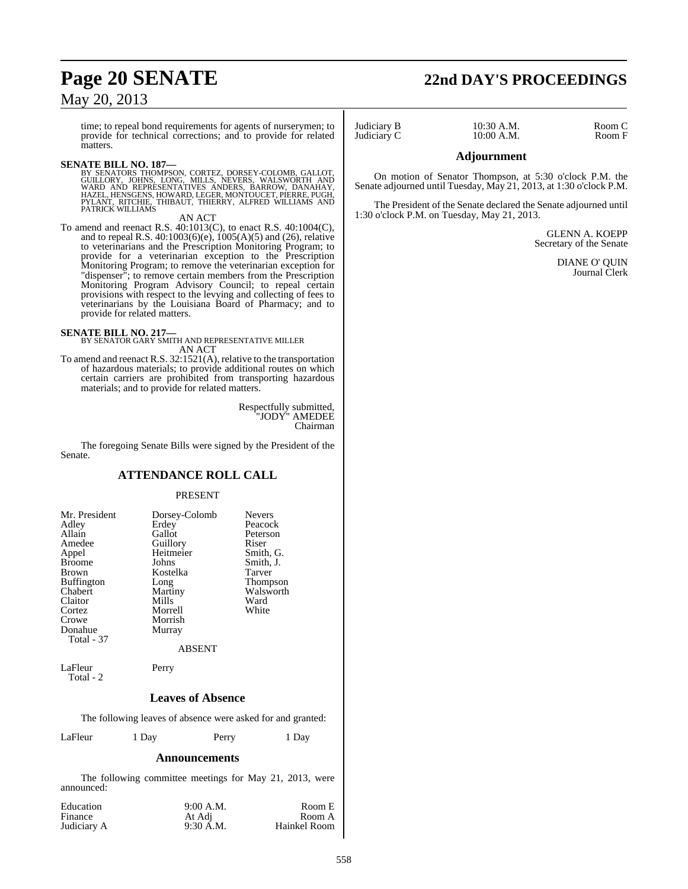time; to repeal bond requirements for agents of nurserymen; to provide for technical corrections; and to provide for related matters.

**SENATE BILL NO. 187—**
BY SENATORS THOMPSON, CORTEZ, DORSEY-COLOMB, GALLOT, GUILLORY, JOHNS, LONG, MILLS, NEVERS, WALSWORTH AND WARD AND REPRESENTATIVES ANDERS, BARROW, DANAHAY, HAZEL, HENSGENS, HOWARD, LEGER, MONTOUCET, PIERRE, PUGH, PYLANT, RITCHIE, THIBAUT, THIERRY, ALFRED WILLIAMS AND PATRICK WILLIAMS

AN ACT

To amend and reenact R.S. 40:1013(C), to enact R.S. 40:1004(C), and to repeal R.S. 40:1003(6)(e), 1005(A)(5) and (26), relative to veterinarians and the Prescription Monitoring Program; to provide for a veterinarian exception to the Prescription Monitoring Program; to remove the veterinarian exception for "dispenser"; to remove certain members from the Prescription Monitoring Program Advisory Council; to repeal certain provisions with respect to the levying and collecting of fees to veterinarians by the Louisiana Board of Pharmacy; and to provide for related matters.

**SENATE BILL NO. 217—**
BY SENATOR GARY SMITH AND REPRESENTATIVE MILLER

AN ACT

To amend and reenact R.S. 32:1521(A), relative to the transportation of hazardous materials; to provide additional routes on which certain carriers are prohibited from transporting hazardous materials; and to provide for related matters.

Respectfully submitted,
"JODY" AMEDEE
Chairman

The foregoing Senate Bills were signed by the President of the Senate.

## ATTENDANCE ROLL CALL

PRESENT

| | | |
|---|---|---|
| Mr. President | Dorsey-Colomb | Nevers |
| Adley | Erdey | Peacock |
| Allain | Gallot | Peterson |
| Amedee | Guillory | Riser |
| Appel | Heitmeier | Smith, G. |
| Broome | Johns | Smith, J. |
| Brown | Kostelka | Tarver |
| Buffington | Long | Thompson |
| Chabert | Martiny | Walsworth |
| Claitor | Mills | Ward |
| Cortez | Morrell | White |
| Crowe | Morrish | |
| Donahue | Murray | |

Total - 37

ABSENT

LaFleur Perry

Total - 2

## Leaves of Absence

The following leaves of absence were asked for and granted:

| | | | |
|---|---|---|---|
| LaFleur | 1 Day | Perry | 1 Day |

## Announcements

The following committee meetings for May 21, 2013, were announced:

| | | |
|---|---|---|
| Education | 9:00 A.M. | Room E |
| Finance | At Adj | Room A |
| Judiciary A | 9:30 A.M. | Hainkel Room |
| Judiciary B | 10:30 A.M. | Room C |
| Judiciary C | 10:00 A.M. | Room F |

## Adjournment

On motion of Senator Thompson, at 5:30 o'clock P.M. the Senate adjourned until Tuesday, May 21, 2013, at 1:30 o'clock P.M.

The President of the Senate declared the Senate adjourned until 1:30 o'clock P.M. on Tuesday, May 21, 2013.

GLENN A. KOEPP
Secretary of the Senate

DIANE O' QUIN
Journal Clerk